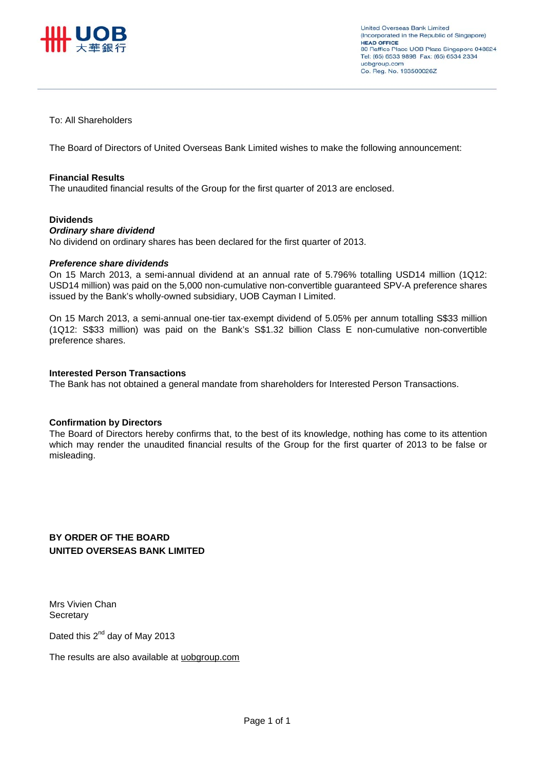United Overseas Bank Limited
(Incorporated in the Republic of Singapore)
**HEAD OFFICE**
80 Raffles Place UOB Plaza Singapore 048624
Tel: (65) 6533 9898 Fax: (65) 6534 2334
uobgroup.com
Co. Reg. No. 193500026Z

To: All Shareholders

The Board of Directors of United Overseas Bank Limited wishes to make the following announcement:

**Financial Results**
The unaudited financial results of the Group for the first quarter of 2013 are enclosed.

**Dividends**
***Ordinary share dividend***
No dividend on ordinary shares has been declared for the first quarter of 2013.

***Preference share dividends***
On 15 March 2013, a semi-annual dividend at an annual rate of 5.796% totalling USD14 million (1Q12: USD14 million) was paid on the 5,000 non-cumulative non-convertible guaranteed SPV-A preference shares issued by the Bank's wholly-owned subsidiary, UOB Cayman I Limited.

On 15 March 2013, a semi-annual one-tier tax-exempt dividend of 5.05% per annum totalling S$33 million (1Q12: S$33 million) was paid on the Bank's S$1.32 billion Class E non-cumulative non-convertible preference shares.

**Interested Person Transactions**
The Bank has not obtained a general mandate from shareholders for Interested Person Transactions.

**Confirmation by Directors**
The Board of Directors hereby confirms that, to the best of its knowledge, nothing has come to its attention which may render the unaudited financial results of the Group for the first quarter of 2013 to be false or misleading.

**BY ORDER OF THE BOARD**
**UNITED OVERSEAS BANK LIMITED**

Mrs Vivien Chan
Secretary

Dated this 2nd day of May 2013

The results are also available at uobgroup.com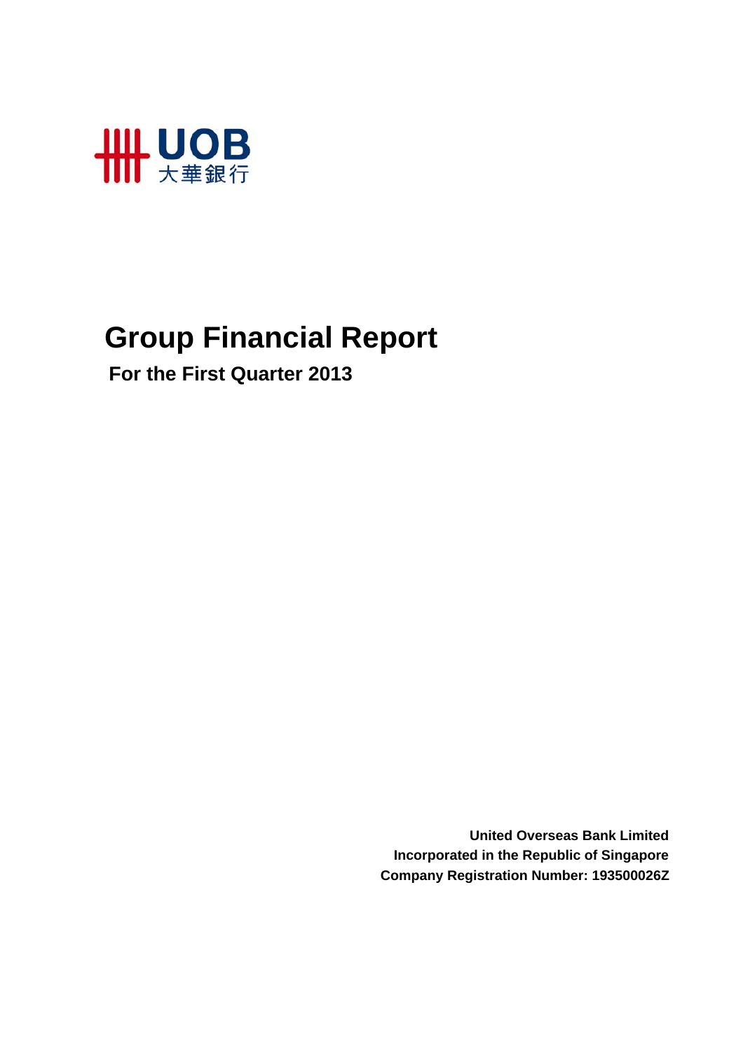UOB 大華銀行

# Group Financial Report

## For the First Quarter 2013

**United Overseas Bank Limited**
**Incorporated in the Republic of Singapore**
**Company Registration Number: 193500026Z**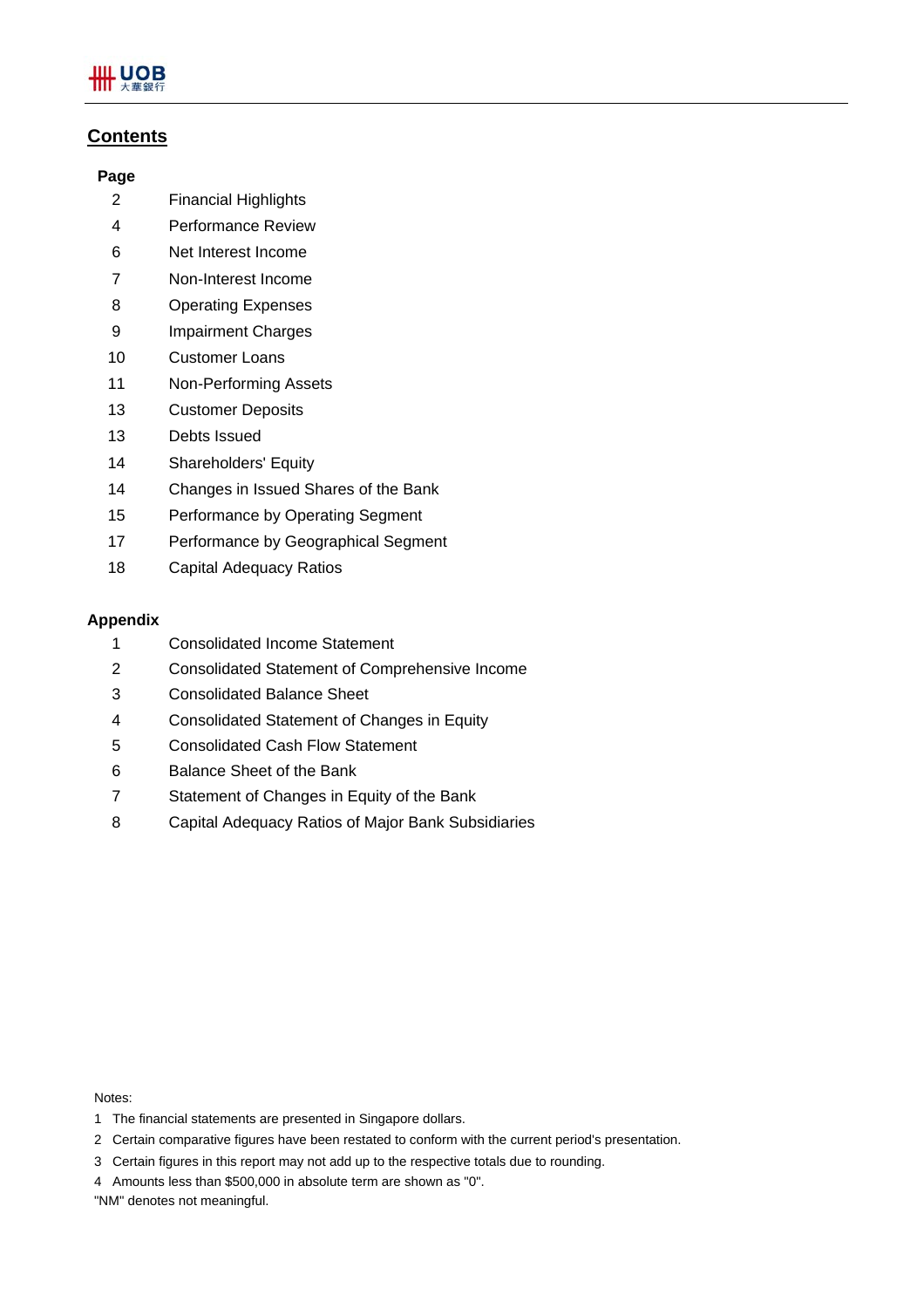## Contents

| Page | |
|---|---|
| 2 | Financial Highlights |
| 4 | Performance Review |
| 6 | Net Interest Income |
| 7 | Non-Interest Income |
| 8 | Operating Expenses |
| 9 | Impairment Charges |
| 10 | Customer Loans |
| 11 | Non-Performing Assets |
| 13 | Customer Deposits |
| 13 | Debts Issued |
| 14 | Shareholders' Equity |
| 14 | Changes in Issued Shares of the Bank |
| 15 | Performance by Operating Segment |
| 17 | Performance by Geographical Segment |
| 18 | Capital Adequacy Ratios |

**Appendix**

| | |
|---|---|
| 1 | Consolidated Income Statement |
| 2 | Consolidated Statement of Comprehensive Income |
| 3 | Consolidated Balance Sheet |
| 4 | Consolidated Statement of Changes in Equity |
| 5 | Consolidated Cash Flow Statement |
| 6 | Balance Sheet of the Bank |
| 7 | Statement of Changes in Equity of the Bank |
| 8 | Capital Adequacy Ratios of Major Bank Subsidiaries |

Notes:

1. The financial statements are presented in Singapore dollars.
2. Certain comparative figures have been restated to conform with the current period's presentation.
3. Certain figures in this report may not add up to the respective totals due to rounding.
4. Amounts less than $500,000 in absolute term are shown as "0".

"NM" denotes not meaningful.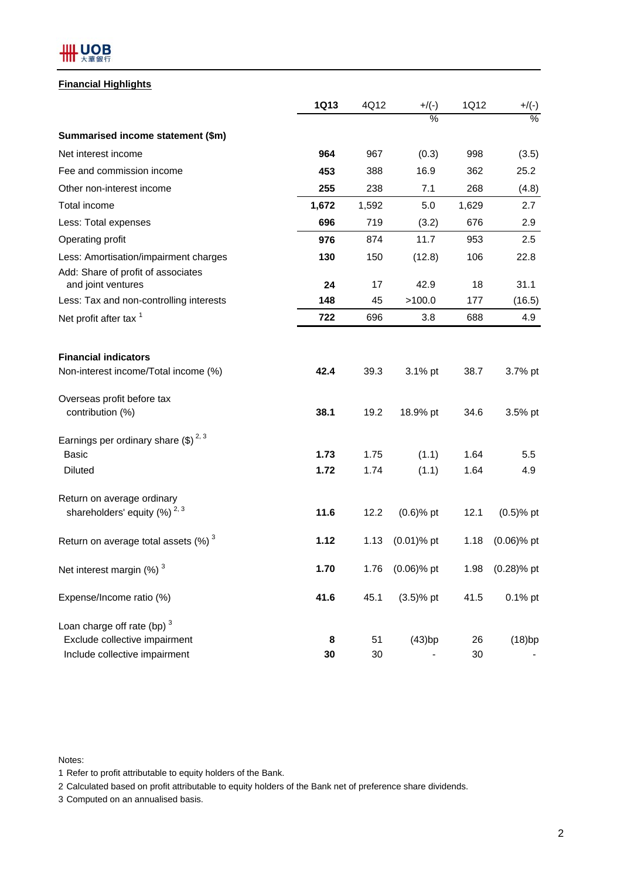## Financial Highlights

| | 1Q13 | 4Q12 | +/(-) | 1Q12 | +/(-) |
|---|---|---|---|---|---|
| | | | % | | % |
| **Summarised income statement ($m)** | | | | | |
| Net interest income | **964** | 967 | (0.3) | 998 | (3.5) |
| Fee and commission income | **453** | 388 | 16.9 | 362 | 25.2 |
| Other non-interest income | **255** | 238 | 7.1 | 268 | (4.8) |
| Total income | **1,672** | 1,592 | 5.0 | 1,629 | 2.7 |
| Less: Total expenses | **696** | 719 | (3.2) | 676 | 2.9 |
| Operating profit | **976** | 874 | 11.7 | 953 | 2.5 |
| Less: Amortisation/impairment charges | **130** | 150 | (12.8) | 106 | 22.8 |
| Add: Share of profit of associates and joint ventures | **24** | 17 | 42.9 | 18 | 31.1 |
| Less: Tax and non-controlling interests | **148** | 45 | >100.0 | 177 | (16.5) |
| Net profit after tax [1] | **722** | 696 | 3.8 | 688 | 4.9 |
| | | | | | |
| **Financial indicators** | | | | | |
| Non-interest income/Total income (%) | **42.4** | 39.3 | 3.1% pt | 38.7 | 3.7% pt |
| Overseas profit before tax contribution (%) | **38.1** | 19.2 | 18.9% pt | 34.6 | 3.5% pt |
| Earnings per ordinary share ($) [2, 3] | | | | | |
| Basic | **1.73** | 1.75 | (1.1) | 1.64 | 5.5 |
| Diluted | **1.72** | 1.74 | (1.1) | 1.64 | 4.9 |
| Return on average ordinary shareholders' equity (%) [2, 3] | **11.6** | 12.2 | (0.6)% pt | 12.1 | (0.5)% pt |
| Return on average total assets (%) [3] | **1.12** | 1.13 | (0.01)% pt | 1.18 | (0.06)% pt |
| Net interest margin (%) [3] | **1.70** | 1.76 | (0.06)% pt | 1.98 | (0.28)% pt |
| Expense/Income ratio (%) | **41.6** | 45.1 | (3.5)% pt | 41.5 | 0.1% pt |
| Loan charge off rate (bp) [3] | | | | | |
| Exclude collective impairment | **8** | 51 | (43)bp | 26 | (18)bp |
| Include collective impairment | **30** | 30 | - | 30 | - |

Notes:

1 Refer to profit attributable to equity holders of the Bank.

2 Calculated based on profit attributable to equity holders of the Bank net of preference share dividends.

3 Computed on an annualised basis.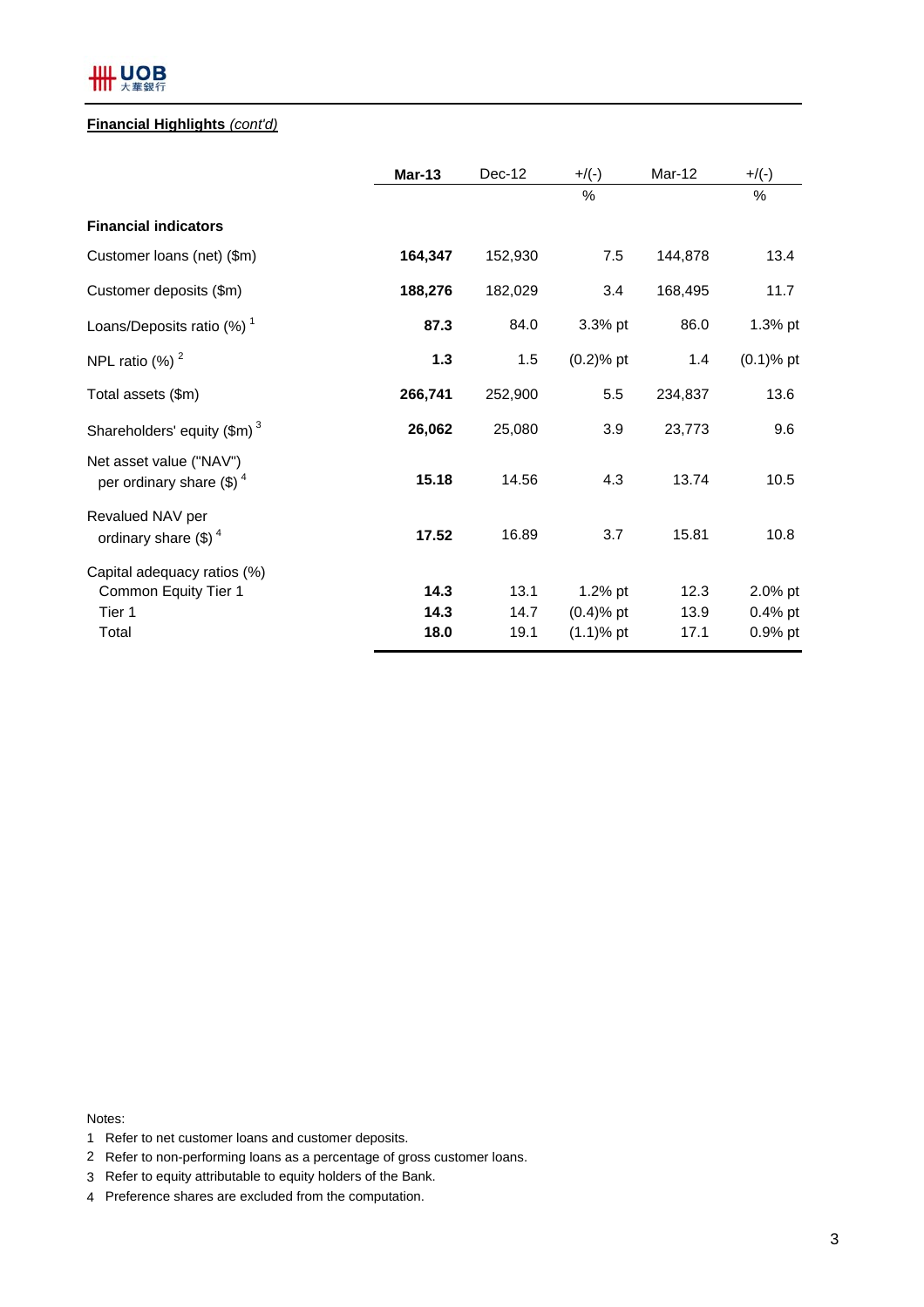**Financial Highlights** *(cont'd)*

| | **Mar-13** | Dec-12 | +/(-) | Mar-12 | +/(-) |
|---|---|---|---|---|---|
| | | | % | | % |
| **Financial indicators** | | | | | |
| Customer loans (net) ($m) | **164,347** | 152,930 | 7.5 | 144,878 | 13.4 |
| Customer deposits ($m) | **188,276** | 182,029 | 3.4 | 168,495 | 11.7 |
| Loans/Deposits ratio (%) [1] | **87.3** | 84.0 | 3.3% pt | 86.0 | 1.3% pt |
| NPL ratio (%) [2] | **1.3** | 1.5 | (0.2)% pt | 1.4 | (0.1)% pt |
| Total assets ($m) | **266,741** | 252,900 | 5.5 | 234,837 | 13.6 |
| Shareholders' equity ($m) [3] | **26,062** | 25,080 | 3.9 | 23,773 | 9.6 |
| Net asset value ("NAV") per ordinary share ($) [4] | **15.18** | 14.56 | 4.3 | 13.74 | 10.5 |
| Revalued NAV per ordinary share ($) [4] | **17.52** | 16.89 | 3.7 | 15.81 | 10.8 |
| Capital adequacy ratios (%) | | | | | |
| Common Equity Tier 1 | **14.3** | 13.1 | 1.2% pt | 12.3 | 2.0% pt |
| Tier 1 | **14.3** | 14.7 | (0.4)% pt | 13.9 | 0.4% pt |
| Total | **18.0** | 19.1 | (1.1)% pt | 17.1 | 0.9% pt |

Notes:

1 Refer to net customer loans and customer deposits.

2 Refer to non-performing loans as a percentage of gross customer loans.

3 Refer to equity attributable to equity holders of the Bank.

4 Preference shares are excluded from the computation.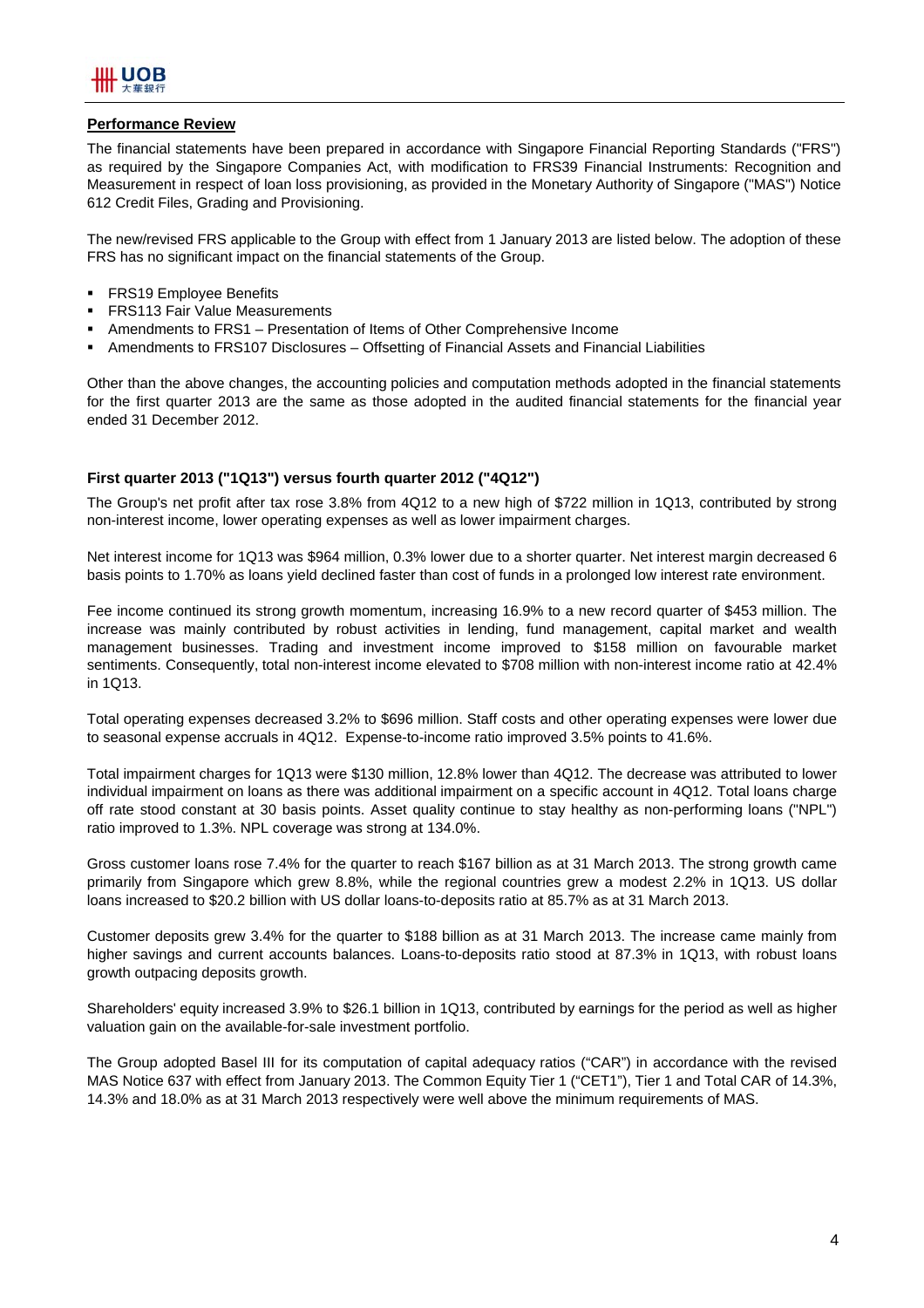## Performance Review

The financial statements have been prepared in accordance with Singapore Financial Reporting Standards ("FRS") as required by the Singapore Companies Act, with modification to FRS39 Financial Instruments: Recognition and Measurement in respect of loan loss provisioning, as provided in the Monetary Authority of Singapore ("MAS") Notice 612 Credit Files, Grading and Provisioning.

The new/revised FRS applicable to the Group with effect from 1 January 2013 are listed below. The adoption of these FRS has no significant impact on the financial statements of the Group.

- FRS19 Employee Benefits
- FRS113 Fair Value Measurements
- Amendments to FRS1 – Presentation of Items of Other Comprehensive Income
- Amendments to FRS107 Disclosures – Offsetting of Financial Assets and Financial Liabilities

Other than the above changes, the accounting policies and computation methods adopted in the financial statements for the first quarter 2013 are the same as those adopted in the audited financial statements for the financial year ended 31 December 2012.

### First quarter 2013 ("1Q13") versus fourth quarter 2012 ("4Q12")

The Group's net profit after tax rose 3.8% from 4Q12 to a new high of $722 million in 1Q13, contributed by strong non-interest income, lower operating expenses as well as lower impairment charges.

Net interest income for 1Q13 was $964 million, 0.3% lower due to a shorter quarter. Net interest margin decreased 6 basis points to 1.70% as loans yield declined faster than cost of funds in a prolonged low interest rate environment.

Fee income continued its strong growth momentum, increasing 16.9% to a new record quarter of $453 million. The increase was mainly contributed by robust activities in lending, fund management, capital market and wealth management businesses. Trading and investment income improved to $158 million on favourable market sentiments. Consequently, total non-interest income elevated to $708 million with non-interest income ratio at 42.4% in 1Q13.

Total operating expenses decreased 3.2% to $696 million. Staff costs and other operating expenses were lower due to seasonal expense accruals in 4Q12. Expense-to-income ratio improved 3.5% points to 41.6%.

Total impairment charges for 1Q13 were $130 million, 12.8% lower than 4Q12. The decrease was attributed to lower individual impairment on loans as there was additional impairment on a specific account in 4Q12. Total loans charge off rate stood constant at 30 basis points. Asset quality continue to stay healthy as non-performing loans ("NPL") ratio improved to 1.3%. NPL coverage was strong at 134.0%.

Gross customer loans rose 7.4% for the quarter to reach $167 billion as at 31 March 2013. The strong growth came primarily from Singapore which grew 8.8%, while the regional countries grew a modest 2.2% in 1Q13. US dollar loans increased to $20.2 billion with US dollar loans-to-deposits ratio at 85.7% as at 31 March 2013.

Customer deposits grew 3.4% for the quarter to $188 billion as at 31 March 2013. The increase came mainly from higher savings and current accounts balances. Loans-to-deposits ratio stood at 87.3% in 1Q13, with robust loans growth outpacing deposits growth.

Shareholders' equity increased 3.9% to $26.1 billion in 1Q13, contributed by earnings for the period as well as higher valuation gain on the available-for-sale investment portfolio.

The Group adopted Basel III for its computation of capital adequacy ratios ("CAR") in accordance with the revised MAS Notice 637 with effect from January 2013. The Common Equity Tier 1 ("CET1"), Tier 1 and Total CAR of 14.3%, 14.3% and 18.0% as at 31 March 2013 respectively were well above the minimum requirements of MAS.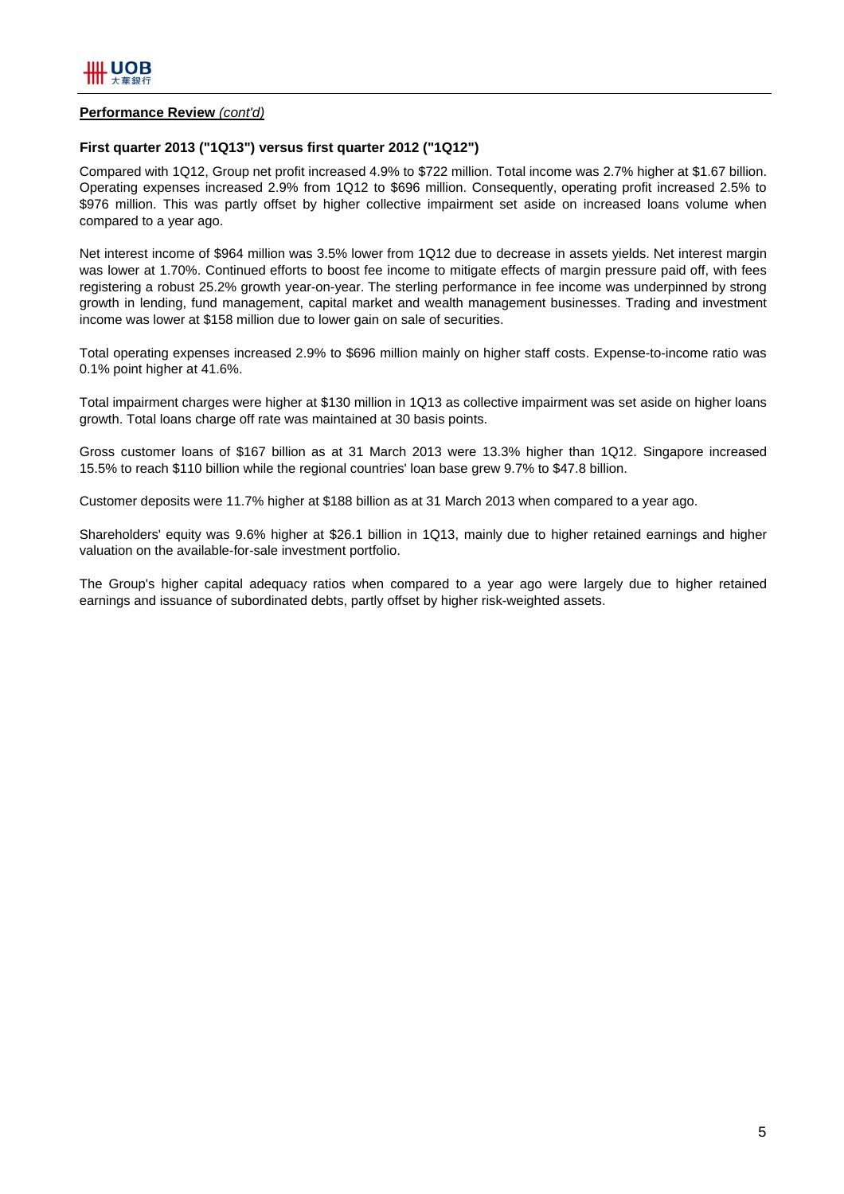**Performance Review** *(cont'd)*

**First quarter 2013 ("1Q13") versus first quarter 2012 ("1Q12")**

Compared with 1Q12, Group net profit increased 4.9% to $722 million. Total income was 2.7% higher at $1.67 billion. Operating expenses increased 2.9% from 1Q12 to $696 million. Consequently, operating profit increased 2.5% to $976 million. This was partly offset by higher collective impairment set aside on increased loans volume when compared to a year ago.

Net interest income of $964 million was 3.5% lower from 1Q12 due to decrease in assets yields. Net interest margin was lower at 1.70%. Continued efforts to boost fee income to mitigate effects of margin pressure paid off, with fees registering a robust 25.2% growth year-on-year. The sterling performance in fee income was underpinned by strong growth in lending, fund management, capital market and wealth management businesses. Trading and investment income was lower at $158 million due to lower gain on sale of securities.

Total operating expenses increased 2.9% to $696 million mainly on higher staff costs. Expense-to-income ratio was 0.1% point higher at 41.6%.

Total impairment charges were higher at $130 million in 1Q13 as collective impairment was set aside on higher loans growth. Total loans charge off rate was maintained at 30 basis points.

Gross customer loans of $167 billion as at 31 March 2013 were 13.3% higher than 1Q12. Singapore increased 15.5% to reach $110 billion while the regional countries' loan base grew 9.7% to $47.8 billion.

Customer deposits were 11.7% higher at $188 billion as at 31 March 2013 when compared to a year ago.

Shareholders' equity was 9.6% higher at $26.1 billion in 1Q13, mainly due to higher retained earnings and higher valuation on the available-for-sale investment portfolio.

The Group's higher capital adequacy ratios when compared to a year ago were largely due to higher retained earnings and issuance of subordinated debts, partly offset by higher risk-weighted assets.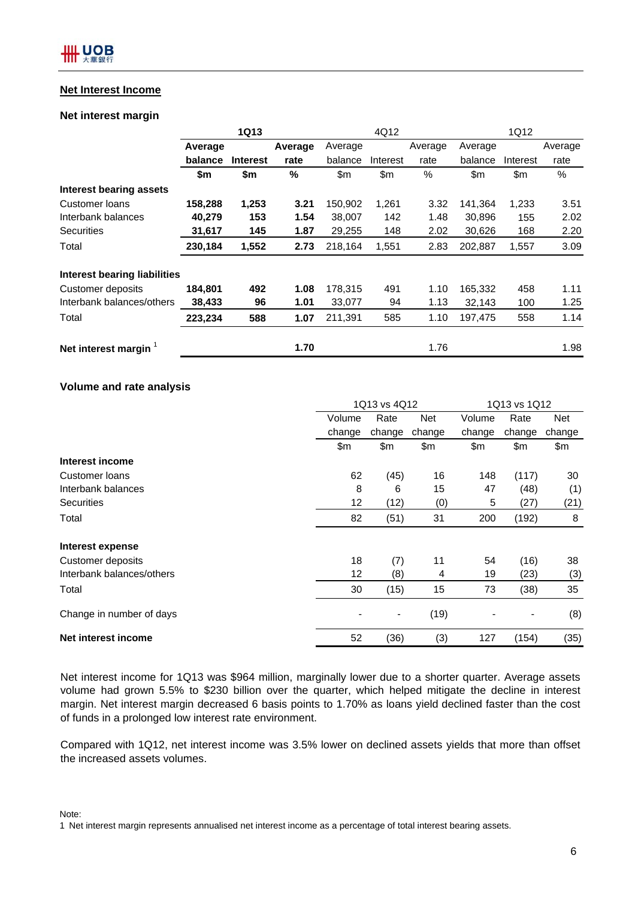## Net Interest Income

### Net interest margin

| | 1Q13 | | | 4Q12 | | | 1Q12 | | |
|---|---|---|---|---|---|---|---|---|---|
| | **Average balance** | **Interest** | **Average rate** | Average balance | Interest | Average rate | Average balance | Interest | Average rate |
| | **$m** | **$m** | **%** | $m | $m | % | $m | $m | % |
| **Interest bearing assets** | | | | | | | | | |
| Customer loans | **158,288** | **1,253** | **3.21** | 150,902 | 1,261 | 3.32 | 141,364 | 1,233 | 3.51 |
| Interbank balances | **40,279** | **153** | **1.54** | 38,007 | 142 | 1.48 | 30,896 | 155 | 2.02 |
| Securities | **31,617** | **145** | **1.87** | 29,255 | 148 | 2.02 | 30,626 | 168 | 2.20 |
| Total | **230,184** | **1,552** | **2.73** | 218,164 | 1,551 | 2.83 | 202,887 | 1,557 | 3.09 |
| | | | | | | | | | |
| **Interest bearing liabilities** | | | | | | | | | |
| Customer deposits | **184,801** | **492** | **1.08** | 178,315 | 491 | 1.10 | 165,332 | 458 | 1.11 |
| Interbank balances/others | **38,433** | **96** | **1.01** | 33,077 | 94 | 1.13 | 32,143 | 100 | 1.25 |
| Total | **223,234** | **588** | **1.07** | 211,391 | 585 | 1.10 | 197,475 | 558 | 1.14 |
| | | | | | | | | | |
| **Net interest margin** [1] | | | **1.70** | | | 1.76 | | | 1.98 |

### Volume and rate analysis

| | 1Q13 vs 4Q12 | | | 1Q13 vs 1Q12 | | |
|---|---|---|---|---|---|---|
| | Volume change | Rate change | Net change | Volume change | Rate change | Net change |
| | $m | $m | $m | $m | $m | $m |
| **Interest income** | | | | | | |
| Customer loans | 62 | (45) | 16 | 148 | (117) | 30 |
| Interbank balances | 8 | 6 | 15 | 47 | (48) | (1) |
| Securities | 12 | (12) | (0) | 5 | (27) | (21) |
| Total | 82 | (51) | 31 | 200 | (192) | 8 |
| | | | | | | |
| **Interest expense** | | | | | | |
| Customer deposits | 18 | (7) | 11 | 54 | (16) | 38 |
| Interbank balances/others | 12 | (8) | 4 | 19 | (23) | (3) |
| Total | 30 | (15) | 15 | 73 | (38) | 35 |
| | | | | | | |
| Change in number of days | - | - | (19) | - | - | (8) |
| | | | | | | |
| **Net interest income** | 52 | (36) | (3) | 127 | (154) | (35) |

Net interest income for 1Q13 was $964 million, marginally lower due to a shorter quarter. Average assets volume had grown 5.5% to $230 billion over the quarter, which helped mitigate the decline in interest margin. Net interest margin decreased 6 basis points to 1.70% as loans yield declined faster than the cost of funds in a prolonged low interest rate environment.

Compared with 1Q12, net interest income was 3.5% lower on declined assets yields that more than offset the increased assets volumes.

Note:
1 Net interest margin represents annualised net interest income as a percentage of total interest bearing assets.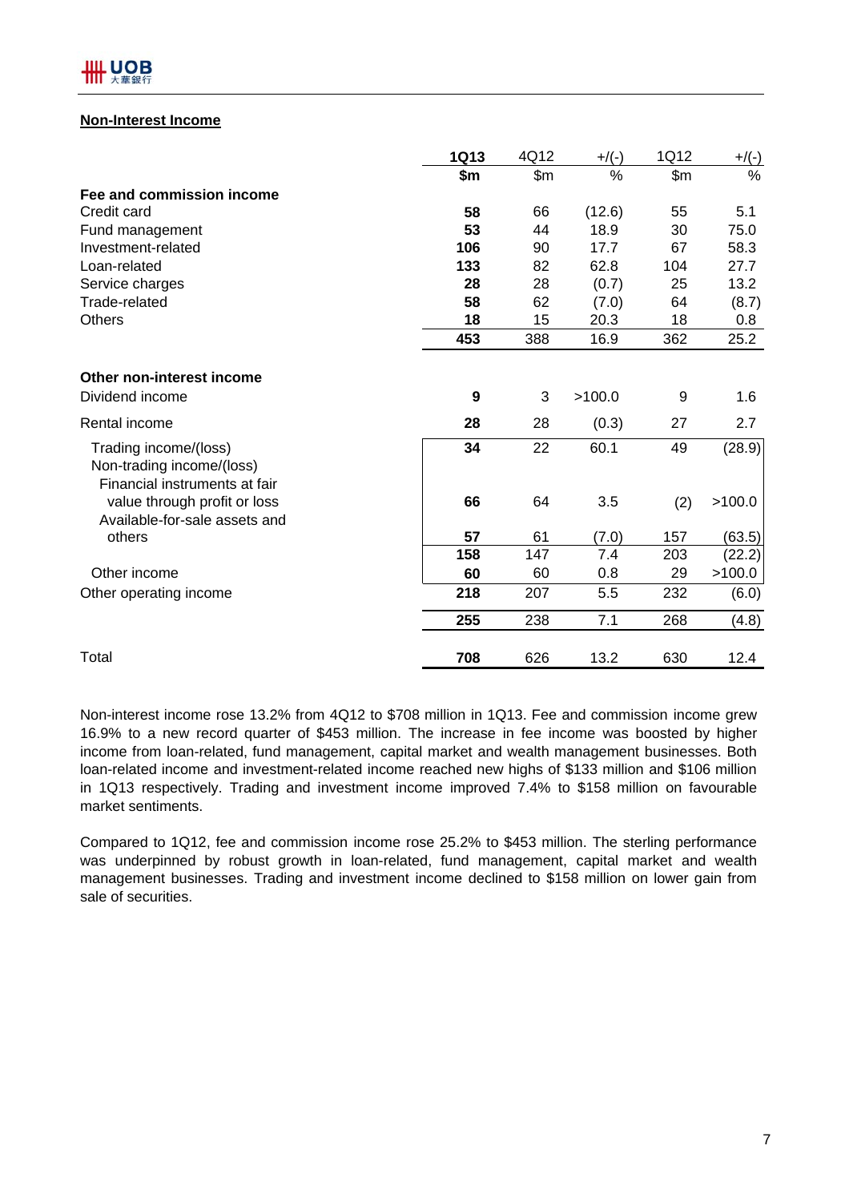## Non-Interest Income

| | 1Q13 | 4Q12 | +/(-) | 1Q12 | +/(-) |
|---|---|---|---|---|---|
| | **$m** | $m | % | $m | % |
| **Fee and commission income** | | | | | |
| Credit card | **58** | 66 | (12.6) | 55 | 5.1 |
| Fund management | **53** | 44 | 18.9 | 30 | 75.0 |
| Investment-related | **106** | 90 | 17.7 | 67 | 58.3 |
| Loan-related | **133** | 82 | 62.8 | 104 | 27.7 |
| Service charges | **28** | 28 | (0.7) | 25 | 13.2 |
| Trade-related | **58** | 62 | (7.0) | 64 | (8.7) |
| Others | **18** | 15 | 20.3 | 18 | 0.8 |
| | **453** | 388 | 16.9 | 362 | 25.2 |
| **Other non-interest income** | | | | | |
| Dividend income | **9** | 3 | >100.0 | 9 | 1.6 |
| Rental income | **28** | 28 | (0.3) | 27 | 2.7 |
| Trading income/(loss) | **34** | 22 | 60.1 | 49 | (28.9) |
| Non-trading income/(loss) | | | | | |
| Financial instruments at fair value through profit or loss | **66** | 64 | 3.5 | (2) | >100.0 |
| Available-for-sale assets and others | **57** | 61 | (7.0) | 157 | (63.5) |
| | **158** | 147 | 7.4 | 203 | (22.2) |
| Other income | **60** | 60 | 0.8 | 29 | >100.0 |
| Other operating income | **218** | 207 | 5.5 | 232 | (6.0) |
| | **255** | 238 | 7.1 | 268 | (4.8) |
| Total | **708** | 626 | 13.2 | 630 | 12.4 |

Non-interest income rose 13.2% from 4Q12 to $708 million in 1Q13. Fee and commission income grew 16.9% to a new record quarter of $453 million. The increase in fee income was boosted by higher income from loan-related, fund management, capital market and wealth management businesses. Both loan-related income and investment-related income reached new highs of $133 million and $106 million in 1Q13 respectively. Trading and investment income improved 7.4% to $158 million on favourable market sentiments.

Compared to 1Q12, fee and commission income rose 25.2% to $453 million. The sterling performance was underpinned by robust growth in loan-related, fund management, capital market and wealth management businesses. Trading and investment income declined to $158 million on lower gain from sale of securities.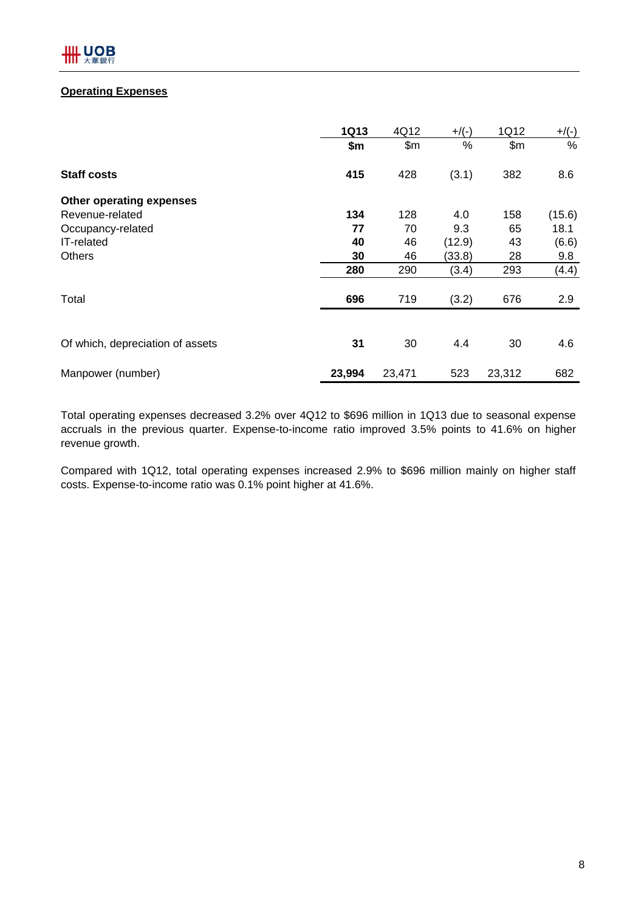## Operating Expenses

| | **1Q13** | 4Q12 | +/(-) | 1Q12 | +/(-) |
|---|---|---|---|---|---|
| | **$m** | $m | % | $m | % |
| **Staff costs** | **415** | 428 | (3.1) | 382 | 8.6 |
| **Other operating expenses** | | | | | |
| Revenue-related | **134** | 128 | 4.0 | 158 | (15.6) |
| Occupancy-related | **77** | 70 | 9.3 | 65 | 18.1 |
| IT-related | **40** | 46 | (12.9) | 43 | (6.6) |
| Others | **30** | 46 | (33.8) | 28 | 9.8 |
| | **280** | 290 | (3.4) | 293 | (4.4) |
| Total | **696** | 719 | (3.2) | 676 | 2.9 |
| Of which, depreciation of assets | **31** | 30 | 4.4 | 30 | 4.6 |
| Manpower (number) | **23,994** | 23,471 | 523 | 23,312 | 682 |

Total operating expenses decreased 3.2% over 4Q12 to $696 million in 1Q13 due to seasonal expense accruals in the previous quarter. Expense-to-income ratio improved 3.5% points to 41.6% on higher revenue growth.

Compared with 1Q12, total operating expenses increased 2.9% to $696 million mainly on higher staff costs. Expense-to-income ratio was 0.1% point higher at 41.6%.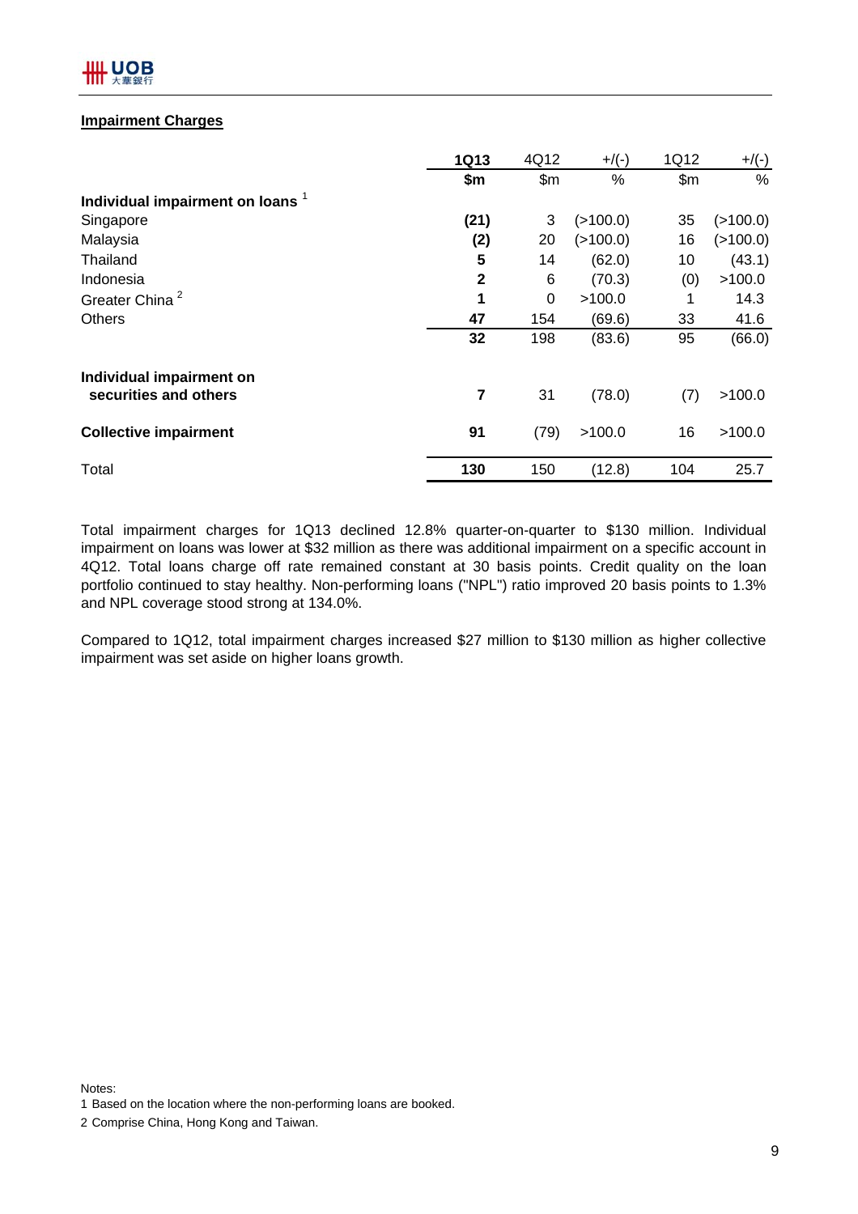**Impairment Charges**

| | 1Q13 | 4Q12 | +/(-) | 1Q12 | +/(-) |
|---|---|---|---|---|---|
| | $m | $m | % | $m | % |
| **Individual impairment on loans** [1] | | | | | |
| Singapore | **(21)** | 3 | (>100.0) | 35 | (>100.0) |
| Malaysia | **(2)** | 20 | (>100.0) | 16 | (>100.0) |
| Thailand | **5** | 14 | (62.0) | 10 | (43.1) |
| Indonesia | **2** | 6 | (70.3) | (0) | >100.0 |
| Greater China [2] | **1** | 0 | >100.0 | 1 | 14.3 |
| Others | **47** | 154 | (69.6) | 33 | 41.6 |
| | **32** | 198 | (83.6) | 95 | (66.0) |
| **Individual impairment on securities and others** | **7** | 31 | (78.0) | (7) | >100.0 |
| **Collective impairment** | **91** | (79) | >100.0 | 16 | >100.0 |
| Total | **130** | 150 | (12.8) | 104 | 25.7 |

Total impairment charges for 1Q13 declined 12.8% quarter-on-quarter to $130 million. Individual impairment on loans was lower at $32 million as there was additional impairment on a specific account in 4Q12. Total loans charge off rate remained constant at 30 basis points. Credit quality on the loan portfolio continued to stay healthy. Non-performing loans ("NPL") ratio improved 20 basis points to 1.3% and NPL coverage stood strong at 134.0%.

Compared to 1Q12, total impairment charges increased $27 million to $130 million as higher collective impairment was set aside on higher loans growth.

Notes:

1 Based on the location where the non-performing loans are booked.

2 Comprise China, Hong Kong and Taiwan.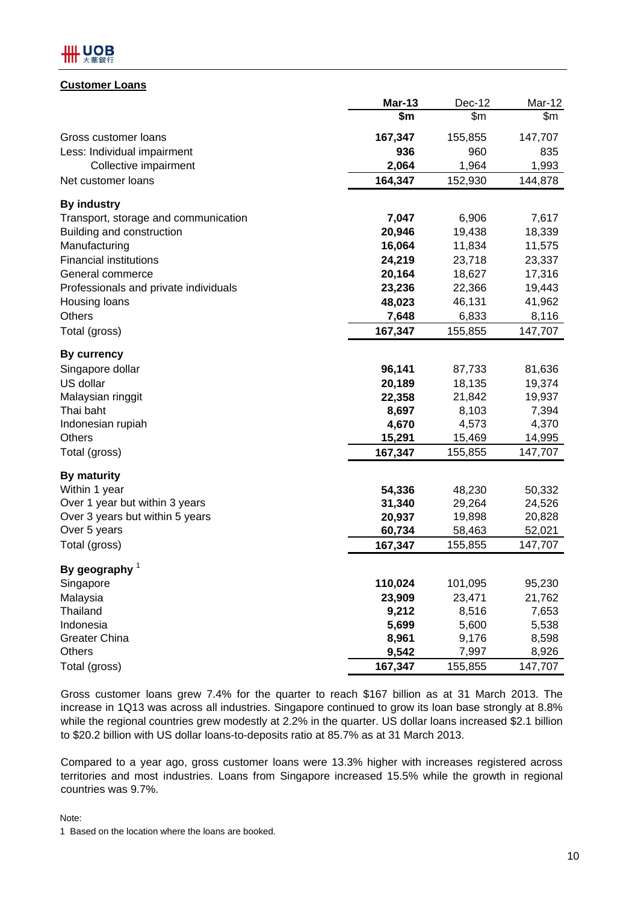**Customer Loans**

| | Mar-13 | Dec-12 | Mar-12 |
|---|---|---|---|
| | $m | $m | $m |
| Gross customer loans | **167,347** | 155,855 | 147,707 |
| Less: Individual impairment | **936** | 960 | 835 |
| Collective impairment | **2,064** | 1,964 | 1,993 |
| Net customer loans | **164,347** | 152,930 | 144,878 |
| **By industry** | | | |
| Transport, storage and communication | **7,047** | 6,906 | 7,617 |
| Building and construction | **20,946** | 19,438 | 18,339 |
| Manufacturing | **16,064** | 11,834 | 11,575 |
| Financial institutions | **24,219** | 23,718 | 23,337 |
| General commerce | **20,164** | 18,627 | 17,316 |
| Professionals and private individuals | **23,236** | 22,366 | 19,443 |
| Housing loans | **48,023** | 46,131 | 41,962 |
| Others | **7,648** | 6,833 | 8,116 |
| Total (gross) | **167,347** | 155,855 | 147,707 |
| **By currency** | | | |
| Singapore dollar | **96,141** | 87,733 | 81,636 |
| US dollar | **20,189** | 18,135 | 19,374 |
| Malaysian ringgit | **22,358** | 21,842 | 19,937 |
| Thai baht | **8,697** | 8,103 | 7,394 |
| Indonesian rupiah | **4,670** | 4,573 | 4,370 |
| Others | **15,291** | 15,469 | 14,995 |
| Total (gross) | **167,347** | 155,855 | 147,707 |
| **By maturity** | | | |
| Within 1 year | **54,336** | 48,230 | 50,332 |
| Over 1 year but within 3 years | **31,340** | 29,264 | 24,526 |
| Over 3 years but within 5 years | **20,937** | 19,898 | 20,828 |
| Over 5 years | **60,734** | 58,463 | 52,021 |
| Total (gross) | **167,347** | 155,855 | 147,707 |
| **By geography** [1] | | | |
| Singapore | **110,024** | 101,095 | 95,230 |
| Malaysia | **23,909** | 23,471 | 21,762 |
| Thailand | **9,212** | 8,516 | 7,653 |
| Indonesia | **5,699** | 5,600 | 5,538 |
| Greater China | **8,961** | 9,176 | 8,598 |
| Others | **9,542** | 7,997 | 8,926 |
| Total (gross) | **167,347** | 155,855 | 147,707 |

Gross customer loans grew 7.4% for the quarter to reach $167 billion as at 31 March 2013. The increase in 1Q13 was across all industries. Singapore continued to grow its loan base strongly at 8.8% while the regional countries grew modestly at 2.2% in the quarter. US dollar loans increased $2.1 billion to $20.2 billion with US dollar loans-to-deposits ratio at 85.7% as at 31 March 2013.

Compared to a year ago, gross customer loans were 13.3% higher with increases registered across territories and most industries. Loans from Singapore increased 15.5% while the growth in regional countries was 9.7%.

Note:

1 Based on the location where the loans are booked.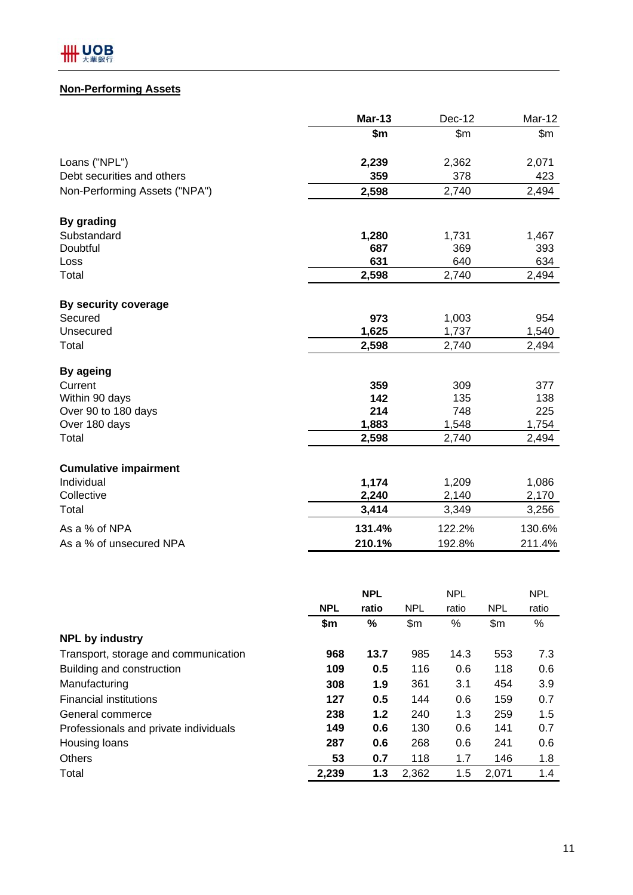## Non-Performing Assets

| | Mar-13 | Dec-12 | Mar-12 |
|---|---|---|---|
| | $m | $m | $m |
| Loans ("NPL") | **2,239** | 2,362 | 2,071 |
| Debt securities and others | **359** | 378 | 423 |
| Non-Performing Assets ("NPA") | **2,598** | 2,740 | 2,494 |
| **By grading** | | | |
| Substandard | **1,280** | 1,731 | 1,467 |
| Doubtful | **687** | 369 | 393 |
| Loss | **631** | 640 | 634 |
| Total | **2,598** | 2,740 | 2,494 |
| **By security coverage** | | | |
| Secured | **973** | 1,003 | 954 |
| Unsecured | **1,625** | 1,737 | 1,540 |
| Total | **2,598** | 2,740 | 2,494 |
| **By ageing** | | | |
| Current | **359** | 309 | 377 |
| Within 90 days | **142** | 135 | 138 |
| Over 90 to 180 days | **214** | 748 | 225 |
| Over 180 days | **1,883** | 1,548 | 1,754 |
| Total | **2,598** | 2,740 | 2,494 |
| **Cumulative impairment** | | | |
| Individual | **1,174** | 1,209 | 1,086 |
| Collective | **2,240** | 2,140 | 2,170 |
| Total | **3,414** | 3,349 | 3,256 |
| As a % of NPA | **131.4%** | 122.2% | 130.6% |
| As a % of unsecured NPA | **210.1%** | 192.8% | 211.4% |

| | NPL | NPL ratio | NPL | NPL ratio | NPL | NPL ratio |
|---|---|---|---|---|---|---|
| | $m | % | $m | % | $m | % |
| **NPL by industry** | | | | | | |
| Transport, storage and communication | **968** | **13.7** | 985 | 14.3 | 553 | 7.3 |
| Building and construction | **109** | **0.5** | 116 | 0.6 | 118 | 0.6 |
| Manufacturing | **308** | **1.9** | 361 | 3.1 | 454 | 3.9 |
| Financial institutions | **127** | **0.5** | 144 | 0.6 | 159 | 0.7 |
| General commerce | **238** | **1.2** | 240 | 1.3 | 259 | 1.5 |
| Professionals and private individuals | **149** | **0.6** | 130 | 0.6 | 141 | 0.7 |
| Housing loans | **287** | **0.6** | 268 | 0.6 | 241 | 0.6 |
| Others | **53** | **0.7** | 118 | 1.7 | 146 | 1.8 |
| Total | **2,239** | **1.3** | 2,362 | 1.5 | 2,071 | 1.4 |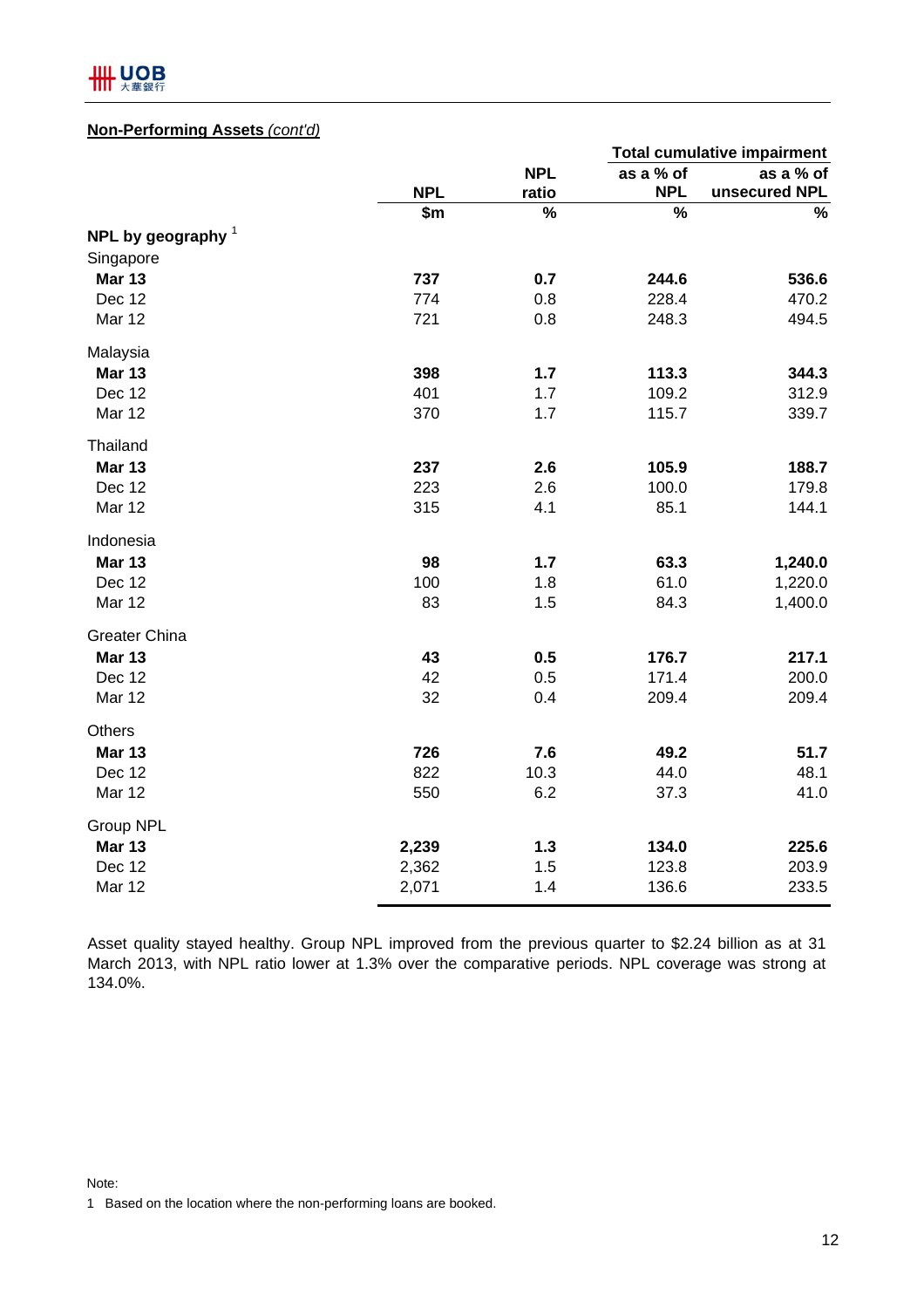**Non-Performing Assets** *(cont'd)*

| | NPL | NPL ratio | Total cumulative impairment | |
|---|---|---|---|---|
| | | | as a % of NPL | as a % of unsecured NPL |
| | $m | % | % | % |
| **NPL by geography** [1] | | | | |
| Singapore | | | | |
| **Mar 13** | **737** | **0.7** | **244.6** | **536.6** |
| Dec 12 | 774 | 0.8 | 228.4 | 470.2 |
| Mar 12 | 721 | 0.8 | 248.3 | 494.5 |
| Malaysia | | | | |
| **Mar 13** | **398** | **1.7** | **113.3** | **344.3** |
| Dec 12 | 401 | 1.7 | 109.2 | 312.9 |
| Mar 12 | 370 | 1.7 | 115.7 | 339.7 |
| Thailand | | | | |
| **Mar 13** | **237** | **2.6** | **105.9** | **188.7** |
| Dec 12 | 223 | 2.6 | 100.0 | 179.8 |
| Mar 12 | 315 | 4.1 | 85.1 | 144.1 |
| Indonesia | | | | |
| **Mar 13** | **98** | **1.7** | **63.3** | **1,240.0** |
| Dec 12 | 100 | 1.8 | 61.0 | 1,220.0 |
| Mar 12 | 83 | 1.5 | 84.3 | 1,400.0 |
| Greater China | | | | |
| **Mar 13** | **43** | **0.5** | **176.7** | **217.1** |
| Dec 12 | 42 | 0.5 | 171.4 | 200.0 |
| Mar 12 | 32 | 0.4 | 209.4 | 209.4 |
| Others | | | | |
| **Mar 13** | **726** | **7.6** | **49.2** | **51.7** |
| Dec 12 | 822 | 10.3 | 44.0 | 48.1 |
| Mar 12 | 550 | 6.2 | 37.3 | 41.0 |
| Group NPL | | | | |
| **Mar 13** | **2,239** | **1.3** | **134.0** | **225.6** |
| Dec 12 | 2,362 | 1.5 | 123.8 | 203.9 |
| Mar 12 | 2,071 | 1.4 | 136.6 | 233.5 |

Asset quality stayed healthy. Group NPL improved from the previous quarter to $2.24 billion as at 31 March 2013, with NPL ratio lower at 1.3% over the comparative periods. NPL coverage was strong at 134.0%.

Note:

1 Based on the location where the non-performing loans are booked.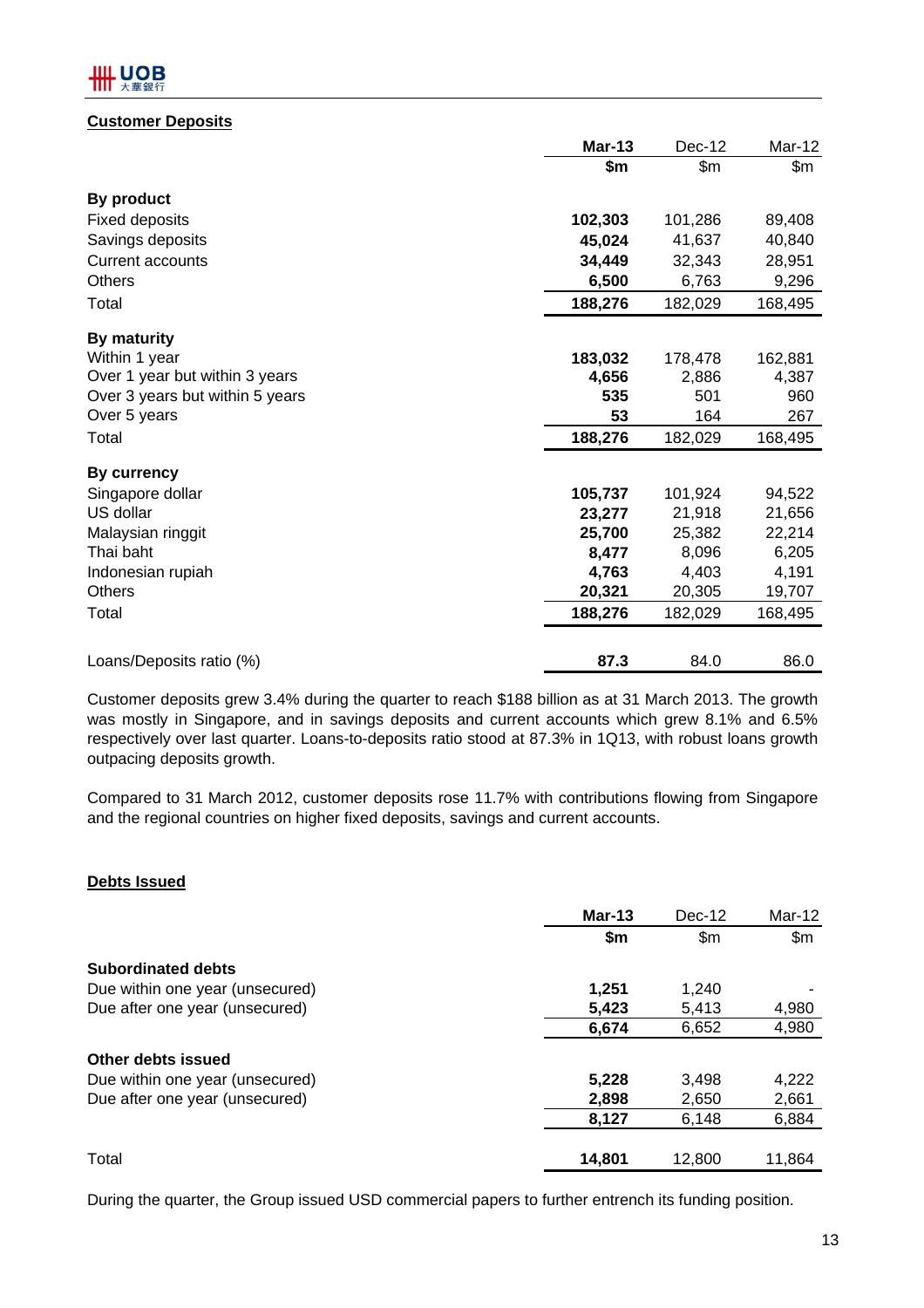## Customer Deposits

| | Mar-13 | Dec-12 | Mar-12 |
|---|---|---|---|
| | **$m** | $m | $m |
| **By product** | | | |
| Fixed deposits | **102,303** | 101,286 | 89,408 |
| Savings deposits | **45,024** | 41,637 | 40,840 |
| Current accounts | **34,449** | 32,343 | 28,951 |
| Others | **6,500** | 6,763 | 9,296 |
| Total | **188,276** | 182,029 | 168,495 |
| **By maturity** | | | |
| Within 1 year | **183,032** | 178,478 | 162,881 |
| Over 1 year but within 3 years | **4,656** | 2,886 | 4,387 |
| Over 3 years but within 5 years | **535** | 501 | 960 |
| Over 5 years | **53** | 164 | 267 |
| Total | **188,276** | 182,029 | 168,495 |
| **By currency** | | | |
| Singapore dollar | **105,737** | 101,924 | 94,522 |
| US dollar | **23,277** | 21,918 | 21,656 |
| Malaysian ringgit | **25,700** | 25,382 | 22,214 |
| Thai baht | **8,477** | 8,096 | 6,205 |
| Indonesian rupiah | **4,763** | 4,403 | 4,191 |
| Others | **20,321** | 20,305 | 19,707 |
| Total | **188,276** | 182,029 | 168,495 |
| Loans/Deposits ratio (%) | **87.3** | 84.0 | 86.0 |

Customer deposits grew 3.4% during the quarter to reach $188 billion as at 31 March 2013. The growth was mostly in Singapore, and in savings deposits and current accounts which grew 8.1% and 6.5% respectively over last quarter. Loans-to-deposits ratio stood at 87.3% in 1Q13, with robust loans growth outpacing deposits growth.

Compared to 31 March 2012, customer deposits rose 11.7% with contributions flowing from Singapore and the regional countries on higher fixed deposits, savings and current accounts.

## Debts Issued

| | Mar-13 | Dec-12 | Mar-12 |
|---|---|---|---|
| | **$m** | $m | $m |
| **Subordinated debts** | | | |
| Due within one year (unsecured) | **1,251** | 1,240 | - |
| Due after one year (unsecured) | **5,423** | 5,413 | 4,980 |
| | **6,674** | 6,652 | 4,980 |
| **Other debts issued** | | | |
| Due within one year (unsecured) | **5,228** | 3,498 | 4,222 |
| Due after one year (unsecured) | **2,898** | 2,650 | 2,661 |
| | **8,127** | 6,148 | 6,884 |
| Total | **14,801** | 12,800 | 11,864 |

During the quarter, the Group issued USD commercial papers to further entrench its funding position.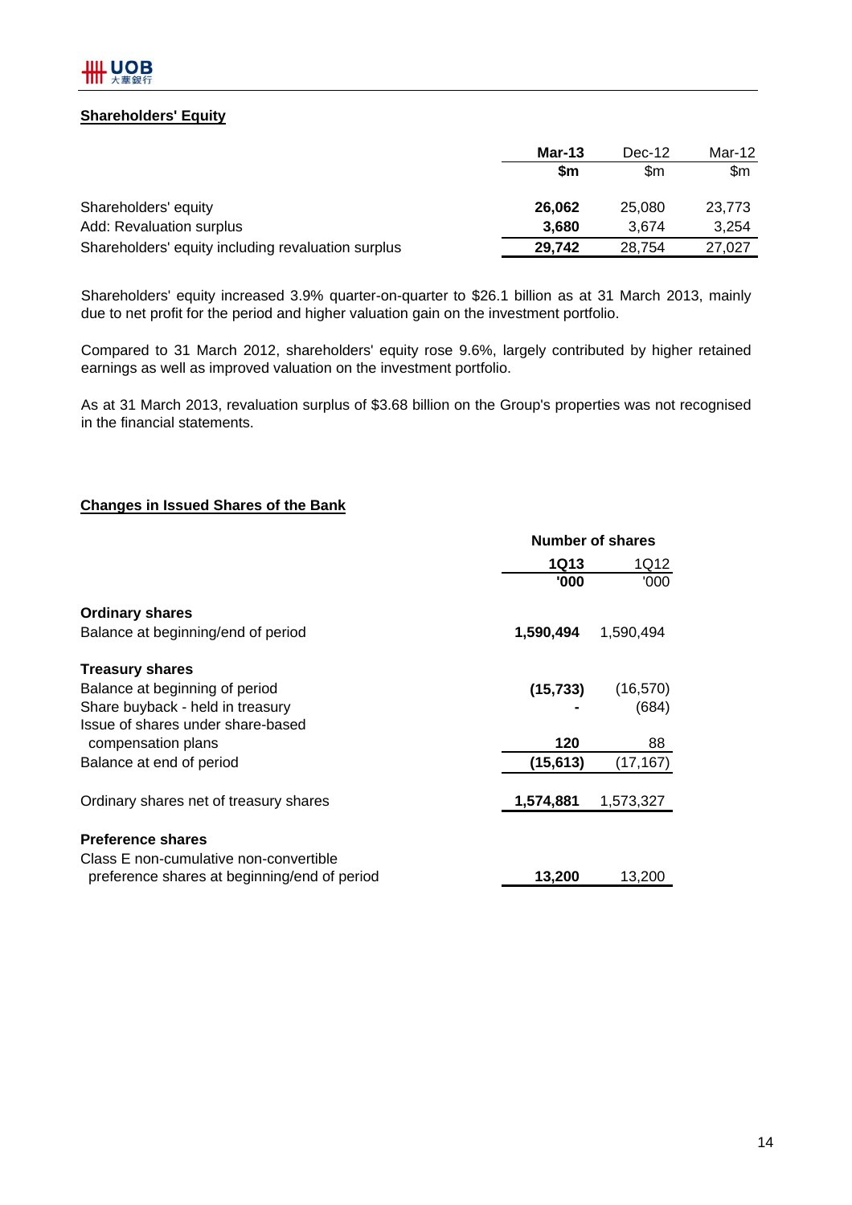## Shareholders' Equity

| | Mar-13 | Dec-12 | Mar-12 |
|---|---|---|---|
| | $m | $m | $m |
| Shareholders' equity | **26,062** | 25,080 | 23,773 |
| Add: Revaluation surplus | **3,680** | 3,674 | 3,254 |
| Shareholders' equity including revaluation surplus | **29,742** | 28,754 | 27,027 |

Shareholders' equity increased 3.9% quarter-on-quarter to $26.1 billion as at 31 March 2013, mainly due to net profit for the period and higher valuation gain on the investment portfolio.

Compared to 31 March 2012, shareholders' equity rose 9.6%, largely contributed by higher retained earnings as well as improved valuation on the investment portfolio.

As at 31 March 2013, revaluation surplus of $3.68 billion on the Group's properties was not recognised in the financial statements.

## Changes in Issued Shares of the Bank

| | Number of shares | |
|---|---|---|
| | 1Q13 | 1Q12 |
| | '000 | '000 |
| **Ordinary shares** | | |
| Balance at beginning/end of period | **1,590,494** | 1,590,494 |
| **Treasury shares** | | |
| Balance at beginning of period | **(15,733)** | (16,570) |
| Share buyback - held in treasury | **-** | (684) |
| Issue of shares under share-based compensation plans | **120** | 88 |
| Balance at end of period | **(15,613)** | (17,167) |
| Ordinary shares net of treasury shares | **1,574,881** | 1,573,327 |
| **Preference shares** | | |
| Class E non-cumulative non-convertible preference shares at beginning/end of period | **13,200** | 13,200 |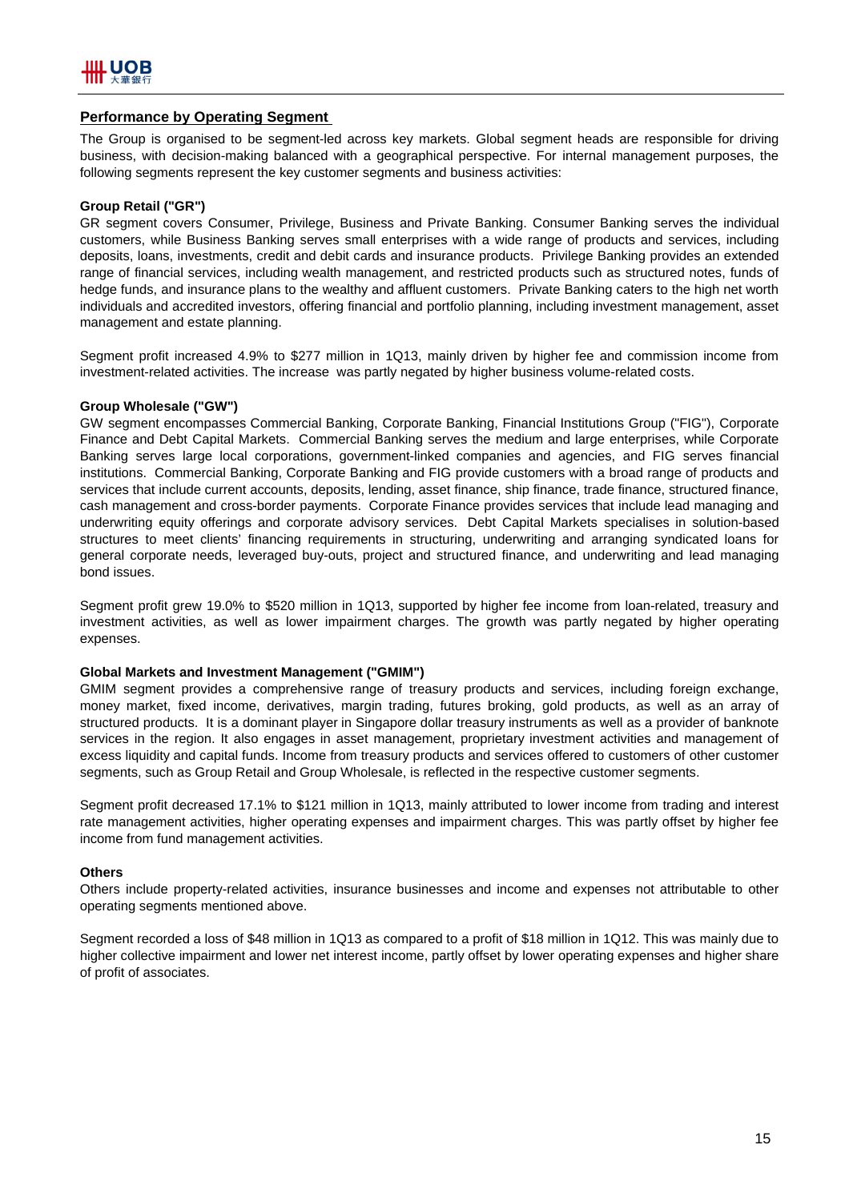## Performance by Operating Segment

The Group is organised to be segment-led across key markets. Global segment heads are responsible for driving business, with decision-making balanced with a geographical perspective. For internal management purposes, the following segments represent the key customer segments and business activities:

**Group Retail ("GR")**

GR segment covers Consumer, Privilege, Business and Private Banking. Consumer Banking serves the individual customers, while Business Banking serves small enterprises with a wide range of products and services, including deposits, loans, investments, credit and debit cards and insurance products. Privilege Banking provides an extended range of financial services, including wealth management, and restricted products such as structured notes, funds of hedge funds, and insurance plans to the wealthy and affluent customers. Private Banking caters to the high net worth individuals and accredited investors, offering financial and portfolio planning, including investment management, asset management and estate planning.

Segment profit increased 4.9% to $277 million in 1Q13, mainly driven by higher fee and commission income from investment-related activities. The increase was partly negated by higher business volume-related costs.

**Group Wholesale ("GW")**

GW segment encompasses Commercial Banking, Corporate Banking, Financial Institutions Group ("FIG"), Corporate Finance and Debt Capital Markets. Commercial Banking serves the medium and large enterprises, while Corporate Banking serves large local corporations, government-linked companies and agencies, and FIG serves financial institutions. Commercial Banking, Corporate Banking and FIG provide customers with a broad range of products and services that include current accounts, deposits, lending, asset finance, ship finance, trade finance, structured finance, cash management and cross-border payments. Corporate Finance provides services that include lead managing and underwriting equity offerings and corporate advisory services. Debt Capital Markets specialises in solution-based structures to meet clients' financing requirements in structuring, underwriting and arranging syndicated loans for general corporate needs, leveraged buy-outs, project and structured finance, and underwriting and lead managing bond issues.

Segment profit grew 19.0% to $520 million in 1Q13, supported by higher fee income from loan-related, treasury and investment activities, as well as lower impairment charges. The growth was partly negated by higher operating expenses.

**Global Markets and Investment Management ("GMIM")**

GMIM segment provides a comprehensive range of treasury products and services, including foreign exchange, money market, fixed income, derivatives, margin trading, futures broking, gold products, as well as an array of structured products. It is a dominant player in Singapore dollar treasury instruments as well as a provider of banknote services in the region. It also engages in asset management, proprietary investment activities and management of excess liquidity and capital funds. Income from treasury products and services offered to customers of other customer segments, such as Group Retail and Group Wholesale, is reflected in the respective customer segments.

Segment profit decreased 17.1% to $121 million in 1Q13, mainly attributed to lower income from trading and interest rate management activities, higher operating expenses and impairment charges. This was partly offset by higher fee income from fund management activities.

**Others**

Others include property-related activities, insurance businesses and income and expenses not attributable to other operating segments mentioned above.

Segment recorded a loss of $48 million in 1Q13 as compared to a profit of $18 million in 1Q12. This was mainly due to higher collective impairment and lower net interest income, partly offset by lower operating expenses and higher share of profit of associates.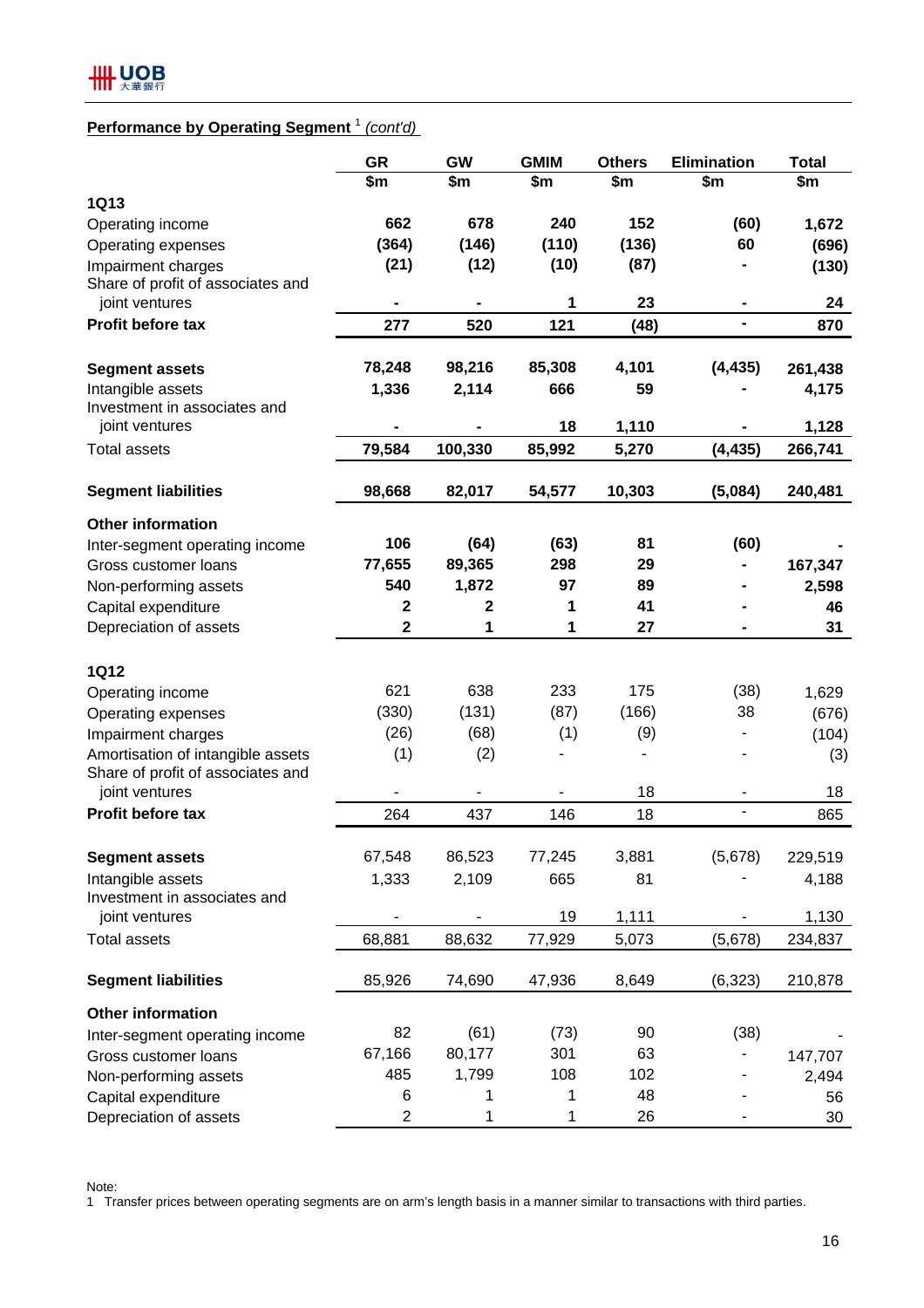## Performance by Operating Segment [1] *(cont'd)*

| | GR | GW | GMIM | Others | Elimination | Total |
|---|---|---|---|---|---|---|
| | $m | $m | $m | $m | $m | $m |
| **1Q13** | | | | | | |
| Operating income | **662** | **678** | **240** | **152** | **(60)** | **1,672** |
| Operating expenses | **(364)** | **(146)** | **(110)** | **(136)** | **60** | **(696)** |
| Impairment charges | **(21)** | **(12)** | **(10)** | **(87)** | **-** | **(130)** |
| Share of profit of associates and joint ventures | **-** | **-** | **1** | **23** | **-** | **24** |
| **Profit before tax** | **277** | **520** | **121** | **(48)** | **-** | **870** |
| | | | | | | |
| **Segment assets** | **78,248** | **98,216** | **85,308** | **4,101** | **(4,435)** | **261,438** |
| Intangible assets | **1,336** | **2,114** | **666** | **59** | **-** | **4,175** |
| Investment in associates and joint ventures | **-** | **-** | **18** | **1,110** | **-** | **1,128** |
| Total assets | **79,584** | **100,330** | **85,992** | **5,270** | **(4,435)** | **266,741** |
| | | | | | | |
| **Segment liabilities** | **98,668** | **82,017** | **54,577** | **10,303** | **(5,084)** | **240,481** |
| | | | | | | |
| **Other information** | | | | | | |
| Inter-segment operating income | **106** | **(64)** | **(63)** | **81** | **(60)** | **-** |
| Gross customer loans | **77,655** | **89,365** | **298** | **29** | **-** | **167,347** |
| Non-performing assets | **540** | **1,872** | **97** | **89** | **-** | **2,598** |
| Capital expenditure | **2** | **2** | **1** | **41** | **-** | **46** |
| Depreciation of assets | **2** | **1** | **1** | **27** | **-** | **31** |
| | | | | | | |
| **1Q12** | | | | | | |
| Operating income | 621 | 638 | 233 | 175 | (38) | 1,629 |
| Operating expenses | (330) | (131) | (87) | (166) | 38 | (676) |
| Impairment charges | (26) | (68) | (1) | (9) | - | (104) |
| Amortisation of intangible assets | (1) | (2) | - | - | - | (3) |
| Share of profit of associates and joint ventures | - | - | - | 18 | - | 18 |
| **Profit before tax** | 264 | 437 | 146 | 18 | - | 865 |
| | | | | | | |
| **Segment assets** | 67,548 | 86,523 | 77,245 | 3,881 | (5,678) | 229,519 |
| Intangible assets | 1,333 | 2,109 | 665 | 81 | - | 4,188 |
| Investment in associates and joint ventures | - | - | 19 | 1,111 | - | 1,130 |
| Total assets | 68,881 | 88,632 | 77,929 | 5,073 | (5,678) | 234,837 |
| | | | | | | |
| **Segment liabilities** | 85,926 | 74,690 | 47,936 | 8,649 | (6,323) | 210,878 |
| | | | | | | |
| **Other information** | | | | | | |
| Inter-segment operating income | 82 | (61) | (73) | 90 | (38) | - |
| Gross customer loans | 67,166 | 80,177 | 301 | 63 | - | 147,707 |
| Non-performing assets | 485 | 1,799 | 108 | 102 | - | 2,494 |
| Capital expenditure | 6 | 1 | 1 | 48 | - | 56 |
| Depreciation of assets | 2 | 1 | 1 | 26 | - | 30 |

Note:
1 Transfer prices between operating segments are on arm's length basis in a manner similar to transactions with third parties.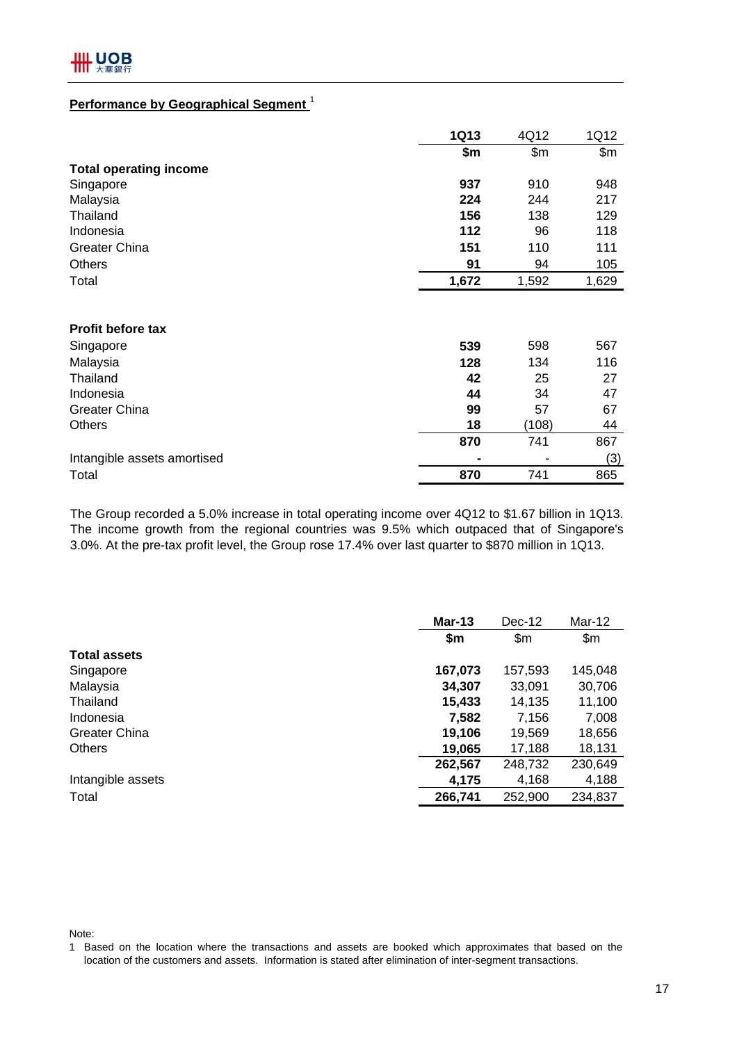## Performance by Geographical Segment [1]

| | 1Q13 | 4Q12 | 1Q12 |
|---|---|---|---|
| | **$m** | $m | $m |
| **Total operating income** | | | |
| Singapore | **937** | 910 | 948 |
| Malaysia | **224** | 244 | 217 |
| Thailand | **156** | 138 | 129 |
| Indonesia | **112** | 96 | 118 |
| Greater China | **151** | 110 | 111 |
| Others | **91** | 94 | 105 |
| Total | **1,672** | 1,592 | 1,629 |
| | | | |
| **Profit before tax** | | | |
| Singapore | **539** | 598 | 567 |
| Malaysia | **128** | 134 | 116 |
| Thailand | **42** | 25 | 27 |
| Indonesia | **44** | 34 | 47 |
| Greater China | **99** | 57 | 67 |
| Others | **18** | (108) | 44 |
| | **870** | 741 | 867 |
| Intangible assets amortised | **-** | - | (3) |
| Total | **870** | 741 | 865 |

The Group recorded a 5.0% increase in total operating income over 4Q12 to $1.67 billion in 1Q13. The income growth from the regional countries was 9.5% which outpaced that of Singapore's 3.0%. At the pre-tax profit level, the Group rose 17.4% over last quarter to $870 million in 1Q13.

| | Mar-13 | Dec-12 | Mar-12 |
|---|---|---|---|
| | **$m** | $m | $m |
| **Total assets** | | | |
| Singapore | **167,073** | 157,593 | 145,048 |
| Malaysia | **34,307** | 33,091 | 30,706 |
| Thailand | **15,433** | 14,135 | 11,100 |
| Indonesia | **7,582** | 7,156 | 7,008 |
| Greater China | **19,106** | 19,569 | 18,656 |
| Others | **19,065** | 17,188 | 18,131 |
| | **262,567** | 248,732 | 230,649 |
| Intangible assets | **4,175** | 4,168 | 4,188 |
| Total | **266,741** | 252,900 | 234,837 |

Note:

1 Based on the location where the transactions and assets are booked which approximates that based on the location of the customers and assets. Information is stated after elimination of inter-segment transactions.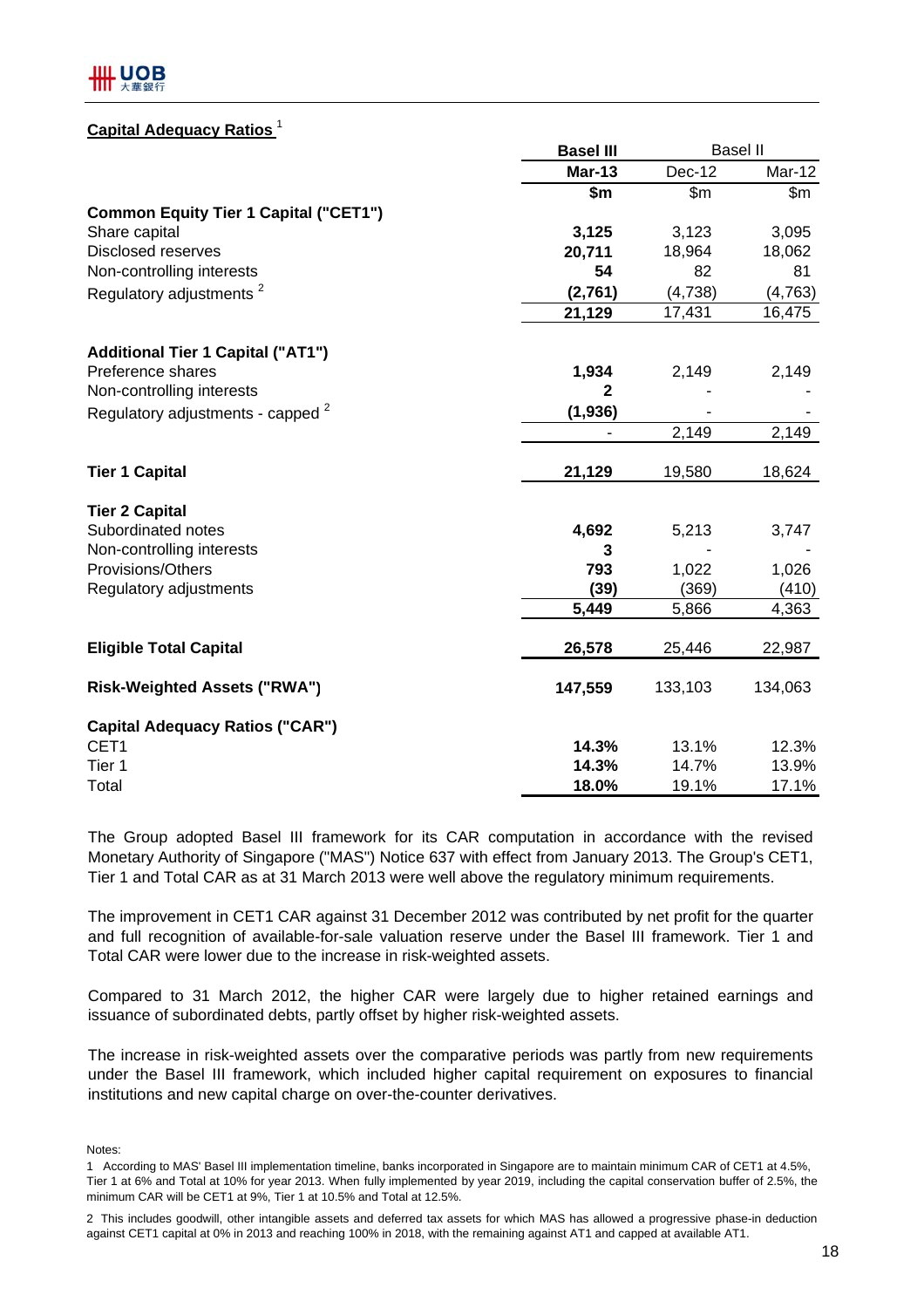## Capital Adequacy Ratios [1]

| | Basel III | Basel II | |
|---|---|---|---|
| | **Mar-13** | Dec-12 | Mar-12 |
| | **$m** | $m | $m |
| **Common Equity Tier 1 Capital ("CET1")** | | | |
| Share capital | **3,125** | 3,123 | 3,095 |
| Disclosed reserves | **20,711** | 18,964 | 18,062 |
| Non-controlling interests | **54** | 82 | 81 |
| Regulatory adjustments [2] | **(2,761)** | (4,738) | (4,763) |
| | **21,129** | 17,431 | 16,475 |
| **Additional Tier 1 Capital ("AT1")** | | | |
| Preference shares | **1,934** | 2,149 | 2,149 |
| Non-controlling interests | **2** | - | - |
| Regulatory adjustments - capped [2] | **(1,936)** | - | - |
| | - | 2,149 | 2,149 |
| **Tier 1 Capital** | **21,129** | 19,580 | 18,624 |
| **Tier 2 Capital** | | | |
| Subordinated notes | **4,692** | 5,213 | 3,747 |
| Non-controlling interests | **3** | - | - |
| Provisions/Others | **793** | 1,022 | 1,026 |
| Regulatory adjustments | **(39)** | (369) | (410) |
| | **5,449** | 5,866 | 4,363 |
| **Eligible Total Capital** | **26,578** | 25,446 | 22,987 |
| **Risk-Weighted Assets ("RWA")** | **147,559** | 133,103 | 134,063 |
| **Capital Adequacy Ratios ("CAR")** | | | |
| CET1 | **14.3%** | 13.1% | 12.3% |
| Tier 1 | **14.3%** | 14.7% | 13.9% |
| Total | **18.0%** | 19.1% | 17.1% |

The Group adopted Basel III framework for its CAR computation in accordance with the revised Monetary Authority of Singapore ("MAS") Notice 637 with effect from January 2013. The Group's CET1, Tier 1 and Total CAR as at 31 March 2013 were well above the regulatory minimum requirements.

The improvement in CET1 CAR against 31 December 2012 was contributed by net profit for the quarter and full recognition of available-for-sale valuation reserve under the Basel III framework. Tier 1 and Total CAR were lower due to the increase in risk-weighted assets.

Compared to 31 March 2012, the higher CAR were largely due to higher retained earnings and issuance of subordinated debts, partly offset by higher risk-weighted assets.

The increase in risk-weighted assets over the comparative periods was partly from new requirements under the Basel III framework, which included higher capital requirement on exposures to financial institutions and new capital charge on over-the-counter derivatives.

Notes:

1 According to MAS' Basel III implementation timeline, banks incorporated in Singapore are to maintain minimum CAR of CET1 at 4.5%, Tier 1 at 6% and Total at 10% for year 2013. When fully implemented by year 2019, including the capital conservation buffer of 2.5%, the minimum CAR will be CET1 at 9%, Tier 1 at 10.5% and Total at 12.5%.

2 This includes goodwill, other intangible assets and deferred tax assets for which MAS has allowed a progressive phase-in deduction against CET1 capital at 0% in 2013 and reaching 100% in 2018, with the remaining against AT1 and capped at available AT1.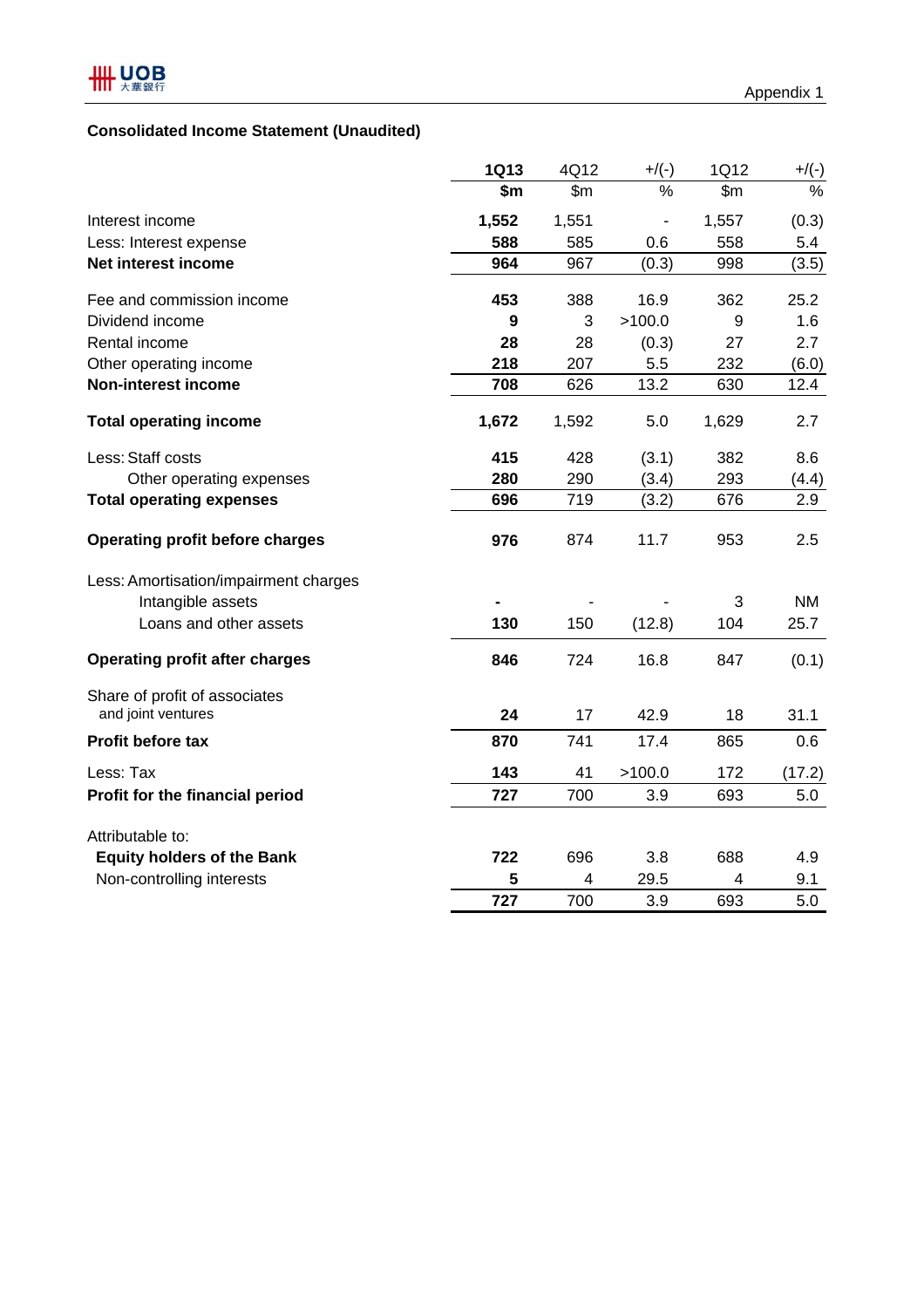Appendix 1

## Consolidated Income Statement (Unaudited)

| | 1Q13 | 4Q12 | +/(-) | 1Q12 | +/(-) |
|---|---|---|---|---|---|
| | $m | $m | % | $m | % |
| Interest income | 1,552 | 1,551 | - | 1,557 | (0.3) |
| Less: Interest expense | 588 | 585 | 0.6 | 558 | 5.4 |
| **Net interest income** | 964 | 967 | (0.3) | 998 | (3.5) |
| Fee and commission income | 453 | 388 | 16.9 | 362 | 25.2 |
| Dividend income | 9 | 3 | >100.0 | 9 | 1.6 |
| Rental income | 28 | 28 | (0.3) | 27 | 2.7 |
| Other operating income | 218 | 207 | 5.5 | 232 | (6.0) |
| **Non-interest income** | 708 | 626 | 13.2 | 630 | 12.4 |
| **Total operating income** | 1,672 | 1,592 | 5.0 | 1,629 | 2.7 |
| Less: Staff costs | 415 | 428 | (3.1) | 382 | 8.6 |
| Other operating expenses | 280 | 290 | (3.4) | 293 | (4.4) |
| **Total operating expenses** | 696 | 719 | (3.2) | 676 | 2.9 |
| **Operating profit before charges** | 976 | 874 | 11.7 | 953 | 2.5 |
| Less: Amortisation/impairment charges | | | | | |
| Intangible assets | - | - | - | 3 | NM |
| Loans and other assets | 130 | 150 | (12.8) | 104 | 25.7 |
| **Operating profit after charges** | 846 | 724 | 16.8 | 847 | (0.1) |
| Share of profit of associates and joint ventures | 24 | 17 | 42.9 | 18 | 31.1 |
| **Profit before tax** | 870 | 741 | 17.4 | 865 | 0.6 |
| Less: Tax | 143 | 41 | >100.0 | 172 | (17.2) |
| **Profit for the financial period** | 727 | 700 | 3.9 | 693 | 5.0 |
| Attributable to: | | | | | |
| **Equity holders of the Bank** | 722 | 696 | 3.8 | 688 | 4.9 |
| Non-controlling interests | 5 | 4 | 29.5 | 4 | 9.1 |
| | 727 | 700 | 3.9 | 693 | 5.0 |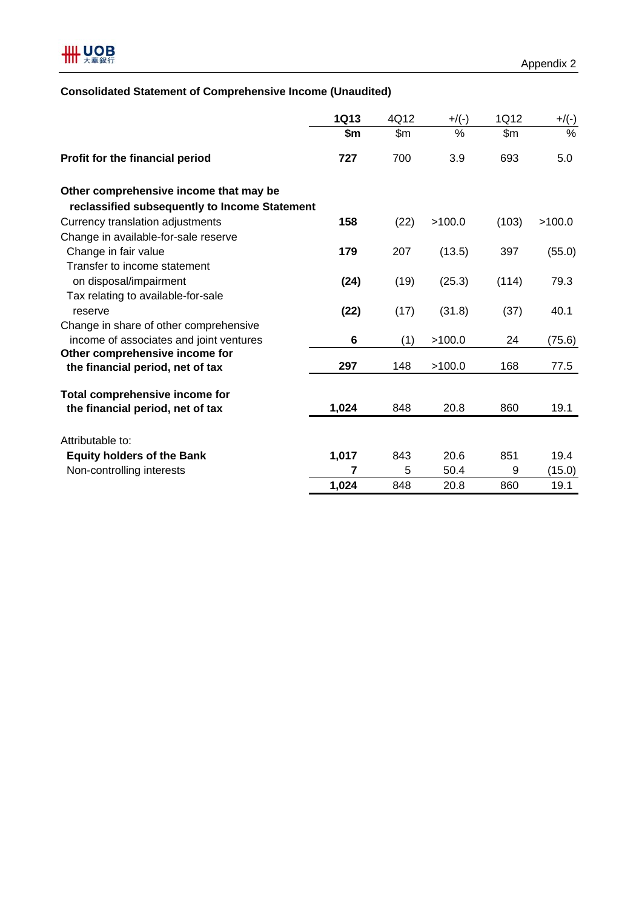Appendix 2

### Consolidated Statement of Comprehensive Income (Unaudited)

| | 1Q13 | 4Q12 | +/(-) | 1Q12 | +/(-) |
|---|---|---|---|---|---|
| | $m | $m | % | $m | % |
| **Profit for the financial period** | **727** | 700 | 3.9 | 693 | 5.0 |
| **Other comprehensive income that may be reclassified subsequently to Income Statement** | | | | | |
| Currency translation adjustments | **158** | (22) | >100.0 | (103) | >100.0 |
| Change in available-for-sale reserve | | | | | |
| Change in fair value | **179** | 207 | (13.5) | 397 | (55.0) |
| Transfer to income statement on disposal/impairment | **(24)** | (19) | (25.3) | (114) | 79.3 |
| Tax relating to available-for-sale reserve | **(22)** | (17) | (31.8) | (37) | 40.1 |
| Change in share of other comprehensive income of associates and joint ventures | **6** | (1) | >100.0 | 24 | (75.6) |
| **Other comprehensive income for the financial period, net of tax** | **297** | 148 | >100.0 | 168 | 77.5 |
| **Total comprehensive income for the financial period, net of tax** | **1,024** | 848 | 20.8 | 860 | 19.1 |
| Attributable to: | | | | | |
| **Equity holders of the Bank** | **1,017** | 843 | 20.6 | 851 | 19.4 |
| Non-controlling interests | **7** | 5 | 50.4 | 9 | (15.0) |
| | **1,024** | 848 | 20.8 | 860 | 19.1 |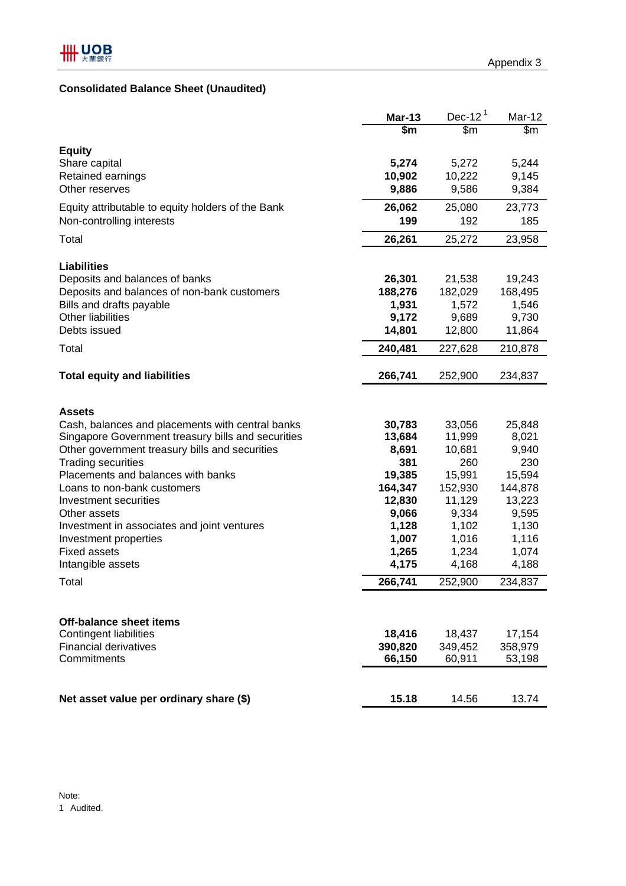Appendix 3

## Consolidated Balance Sheet (Unaudited)

| | Mar-13 | Dec-12 [1] | Mar-12 |
|---|---|---|---|
| | $m | $m | $m |
| **Equity** | | | |
| Share capital | **5,274** | 5,272 | 5,244 |
| Retained earnings | **10,902** | 10,222 | 9,145 |
| Other reserves | **9,886** | 9,586 | 9,384 |
| Equity attributable to equity holders of the Bank | **26,062** | 25,080 | 23,773 |
| Non-controlling interests | **199** | 192 | 185 |
| Total | **26,261** | 25,272 | 23,958 |
| **Liabilities** | | | |
| Deposits and balances of banks | **26,301** | 21,538 | 19,243 |
| Deposits and balances of non-bank customers | **188,276** | 182,029 | 168,495 |
| Bills and drafts payable | **1,931** | 1,572 | 1,546 |
| Other liabilities | **9,172** | 9,689 | 9,730 |
| Debts issued | **14,801** | 12,800 | 11,864 |
| Total | **240,481** | 227,628 | 210,878 |
| **Total equity and liabilities** | **266,741** | 252,900 | 234,837 |
| **Assets** | | | |
| Cash, balances and placements with central banks | **30,783** | 33,056 | 25,848 |
| Singapore Government treasury bills and securities | **13,684** | 11,999 | 8,021 |
| Other government treasury bills and securities | **8,691** | 10,681 | 9,940 |
| Trading securities | **381** | 260 | 230 |
| Placements and balances with banks | **19,385** | 15,991 | 15,594 |
| Loans to non-bank customers | **164,347** | 152,930 | 144,878 |
| Investment securities | **12,830** | 11,129 | 13,223 |
| Other assets | **9,066** | 9,334 | 9,595 |
| Investment in associates and joint ventures | **1,128** | 1,102 | 1,130 |
| Investment properties | **1,007** | 1,016 | 1,116 |
| Fixed assets | **1,265** | 1,234 | 1,074 |
| Intangible assets | **4,175** | 4,168 | 4,188 |
| Total | **266,741** | 252,900 | 234,837 |
| **Off-balance sheet items** | | | |
| Contingent liabilities | **18,416** | 18,437 | 17,154 |
| Financial derivatives | **390,820** | 349,452 | 358,979 |
| Commitments | **66,150** | 60,911 | 53,198 |
| **Net asset value per ordinary share ($)** | **15.18** | 14.56 | 13.74 |

Note:
1 Audited.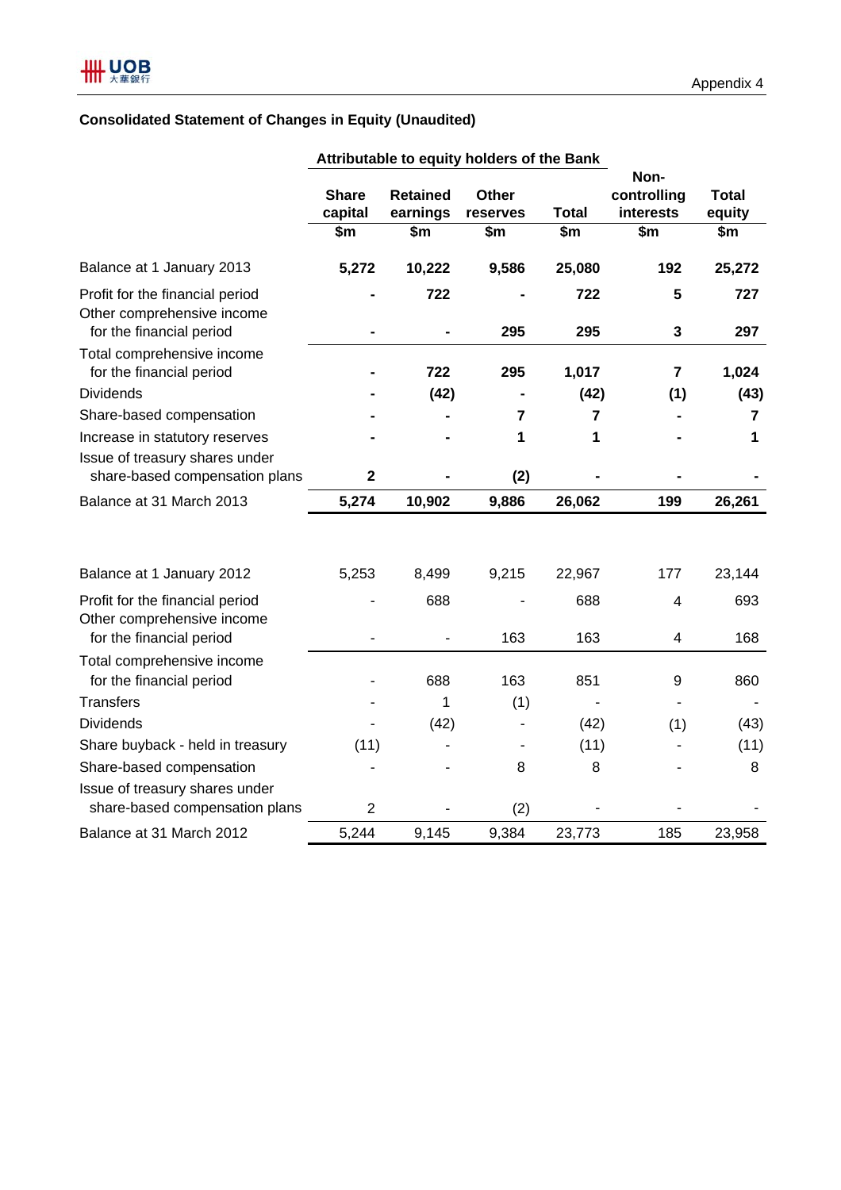Appendix 4

## Consolidated Statement of Changes in Equity (Unaudited)

| | Attributable to equity holders of the Bank | | | | | |
|---|---|---|---|---|---|---|
| | Share capital | Retained earnings | Other reserves | Total | Non-controlling interests | Total equity |
| | $m | $m | $m | $m | $m | $m |
| **Balance at 1 January 2013** | **5,272** | **10,222** | **9,586** | **25,080** | **192** | **25,272** |
| Profit for the financial period | **-** | **722** | **-** | **722** | **5** | **727** |
| Other comprehensive income for the financial period | **-** | **-** | **295** | **295** | **3** | **297** |
| Total comprehensive income for the financial period | **-** | **722** | **295** | **1,017** | **7** | **1,024** |
| Dividends | **-** | **(42)** | **-** | **(42)** | **(1)** | **(43)** |
| Share-based compensation | **-** | **-** | **7** | **7** | **-** | **7** |
| Increase in statutory reserves | **-** | **-** | **1** | **1** | **-** | **1** |
| Issue of treasury shares under share-based compensation plans | **2** | **-** | **(2)** | **-** | **-** | **-** |
| **Balance at 31 March 2013** | **5,274** | **10,902** | **9,886** | **26,062** | **199** | **26,261** |
| | | | | | | |
| Balance at 1 January 2012 | 5,253 | 8,499 | 9,215 | 22,967 | 177 | 23,144 |
| Profit for the financial period | - | 688 | - | 688 | 4 | 693 |
| Other comprehensive income for the financial period | - | - | 163 | 163 | 4 | 168 |
| Total comprehensive income for the financial period | - | 688 | 163 | 851 | 9 | 860 |
| Transfers | - | 1 | (1) | - | - | - |
| Dividends | - | (42) | - | (42) | (1) | (43) |
| Share buyback - held in treasury | (11) | - | - | (11) | - | (11) |
| Share-based compensation | - | - | 8 | 8 | - | 8 |
| Issue of treasury shares under share-based compensation plans | 2 | - | (2) | - | - | - |
| Balance at 31 March 2012 | 5,244 | 9,145 | 9,384 | 23,773 | 185 | 23,958 |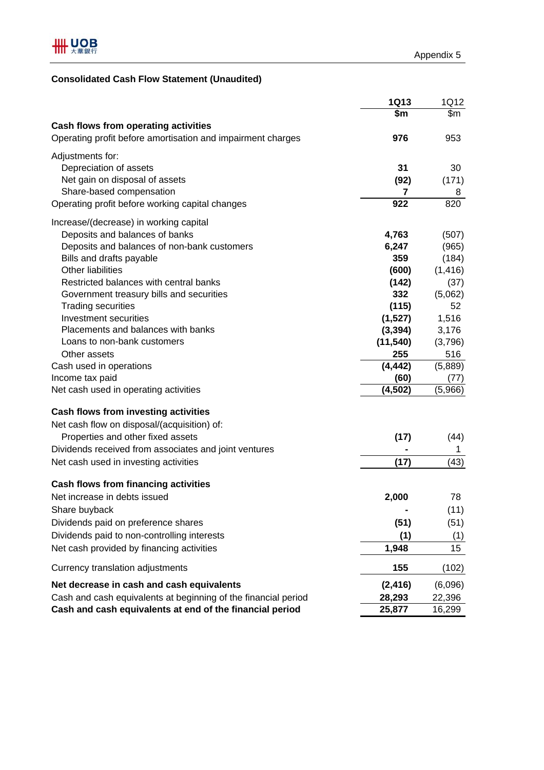Appendix 5

## Consolidated Cash Flow Statement (Unaudited)

| | 1Q13 | 1Q12 |
|---|---|---|
| | $m | $m |
| **Cash flows from operating activities** | | |
| Operating profit before amortisation and impairment charges | **976** | 953 |
| Adjustments for: | | |
| Depreciation of assets | **31** | 30 |
| Net gain on disposal of assets | **(92)** | (171) |
| Share-based compensation | **7** | 8 |
| Operating profit before working capital changes | **922** | 820 |
| Increase/(decrease) in working capital | | |
| Deposits and balances of banks | **4,763** | (507) |
| Deposits and balances of non-bank customers | **6,247** | (965) |
| Bills and drafts payable | **359** | (184) |
| Other liabilities | **(600)** | (1,416) |
| Restricted balances with central banks | **(142)** | (37) |
| Government treasury bills and securities | **332** | (5,062) |
| Trading securities | **(115)** | 52 |
| Investment securities | **(1,527)** | 1,516 |
| Placements and balances with banks | **(3,394)** | 3,176 |
| Loans to non-bank customers | **(11,540)** | (3,796) |
| Other assets | **255** | 516 |
| Cash used in operations | **(4,442)** | (5,889) |
| Income tax paid | **(60)** | (77) |
| Net cash used in operating activities | **(4,502)** | (5,966) |
| **Cash flows from investing activities** | | |
| Net cash flow on disposal/(acquisition) of: | | |
| Properties and other fixed assets | **(17)** | (44) |
| Dividends received from associates and joint ventures | **-** | 1 |
| Net cash used in investing activities | **(17)** | (43) |
| **Cash flows from financing activities** | | |
| Net increase in debts issued | **2,000** | 78 |
| Share buyback | **-** | (11) |
| Dividends paid on preference shares | **(51)** | (51) |
| Dividends paid to non-controlling interests | **(1)** | (1) |
| Net cash provided by financing activities | **1,948** | 15 |
| Currency translation adjustments | **155** | (102) |
| **Net decrease in cash and cash equivalents** | **(2,416)** | (6,096) |
| Cash and cash equivalents at beginning of the financial period | **28,293** | 22,396 |
| **Cash and cash equivalents at end of the financial period** | **25,877** | 16,299 |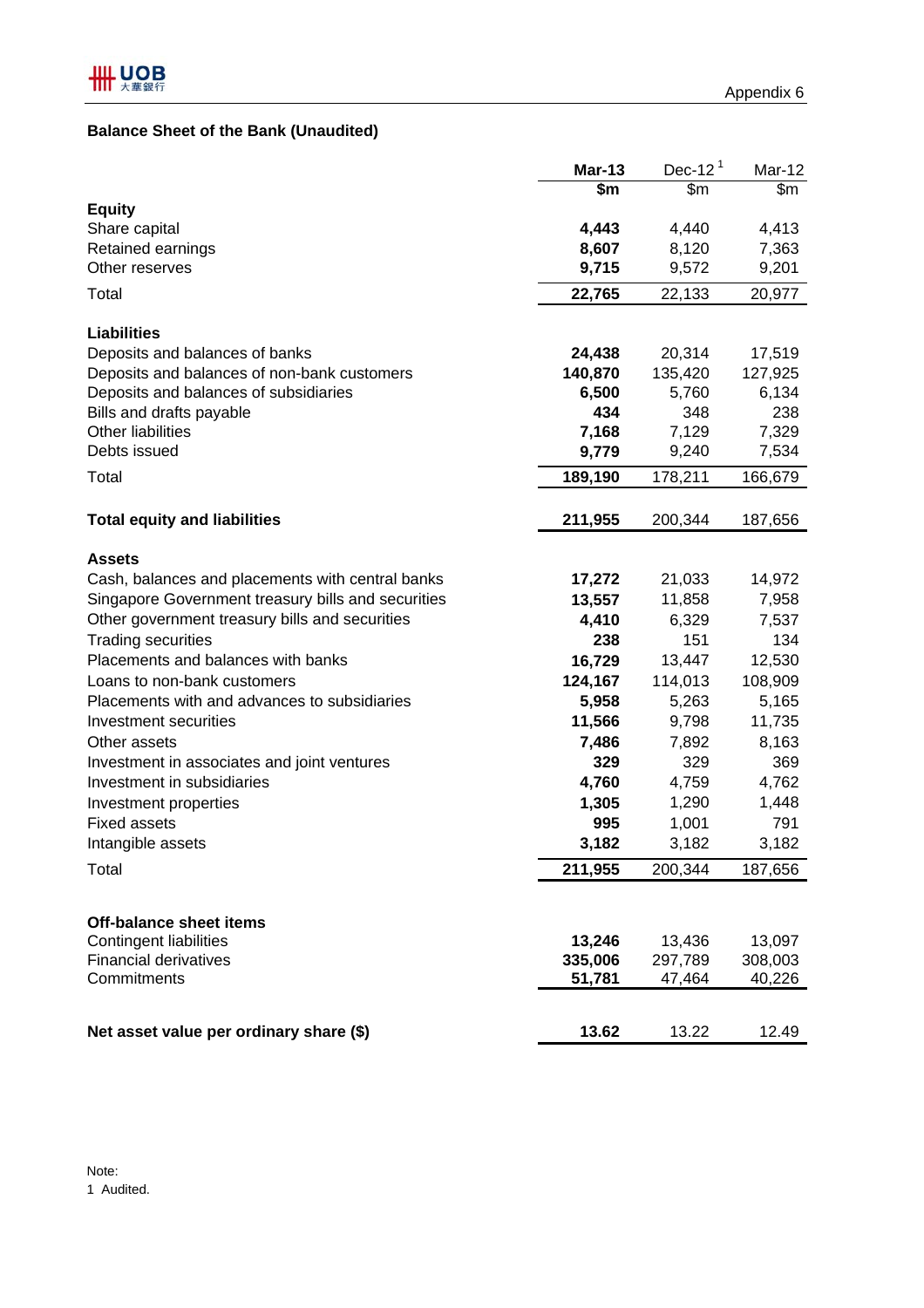Appendix 6

## Balance Sheet of the Bank (Unaudited)

| | **Mar-13** | Dec-12 [1] | Mar-12 |
|---|---|---|---|
| | **$m** | $m | $m |
| **Equity** | | | |
| Share capital | **4,443** | 4,440 | 4,413 |
| Retained earnings | **8,607** | 8,120 | 7,363 |
| Other reserves | **9,715** | 9,572 | 9,201 |
| Total | **22,765** | 22,133 | 20,977 |
| | | | |
| **Liabilities** | | | |
| Deposits and balances of banks | **24,438** | 20,314 | 17,519 |
| Deposits and balances of non-bank customers | **140,870** | 135,420 | 127,925 |
| Deposits and balances of subsidiaries | **6,500** | 5,760 | 6,134 |
| Bills and drafts payable | **434** | 348 | 238 |
| Other liabilities | **7,168** | 7,129 | 7,329 |
| Debts issued | **9,779** | 9,240 | 7,534 |
| Total | **189,190** | 178,211 | 166,679 |
| | | | |
| **Total equity and liabilities** | **211,955** | 200,344 | 187,656 |
| | | | |
| **Assets** | | | |
| Cash, balances and placements with central banks | **17,272** | 21,033 | 14,972 |
| Singapore Government treasury bills and securities | **13,557** | 11,858 | 7,958 |
| Other government treasury bills and securities | **4,410** | 6,329 | 7,537 |
| Trading securities | **238** | 151 | 134 |
| Placements and balances with banks | **16,729** | 13,447 | 12,530 |
| Loans to non-bank customers | **124,167** | 114,013 | 108,909 |
| Placements with and advances to subsidiaries | **5,958** | 5,263 | 5,165 |
| Investment securities | **11,566** | 9,798 | 11,735 |
| Other assets | **7,486** | 7,892 | 8,163 |
| Investment in associates and joint ventures | **329** | 329 | 369 |
| Investment in subsidiaries | **4,760** | 4,759 | 4,762 |
| Investment properties | **1,305** | 1,290 | 1,448 |
| Fixed assets | **995** | 1,001 | 791 |
| Intangible assets | **3,182** | 3,182 | 3,182 |
| Total | **211,955** | 200,344 | 187,656 |
| | | | |
| **Off-balance sheet items** | | | |
| Contingent liabilities | **13,246** | 13,436 | 13,097 |
| Financial derivatives | **335,006** | 297,789 | 308,003 |
| Commitments | **51,781** | 47,464 | 40,226 |
| | | | |
| **Net asset value per ordinary share ($)** | **13.62** | 13.22 | 12.49 |

Note:
1 Audited.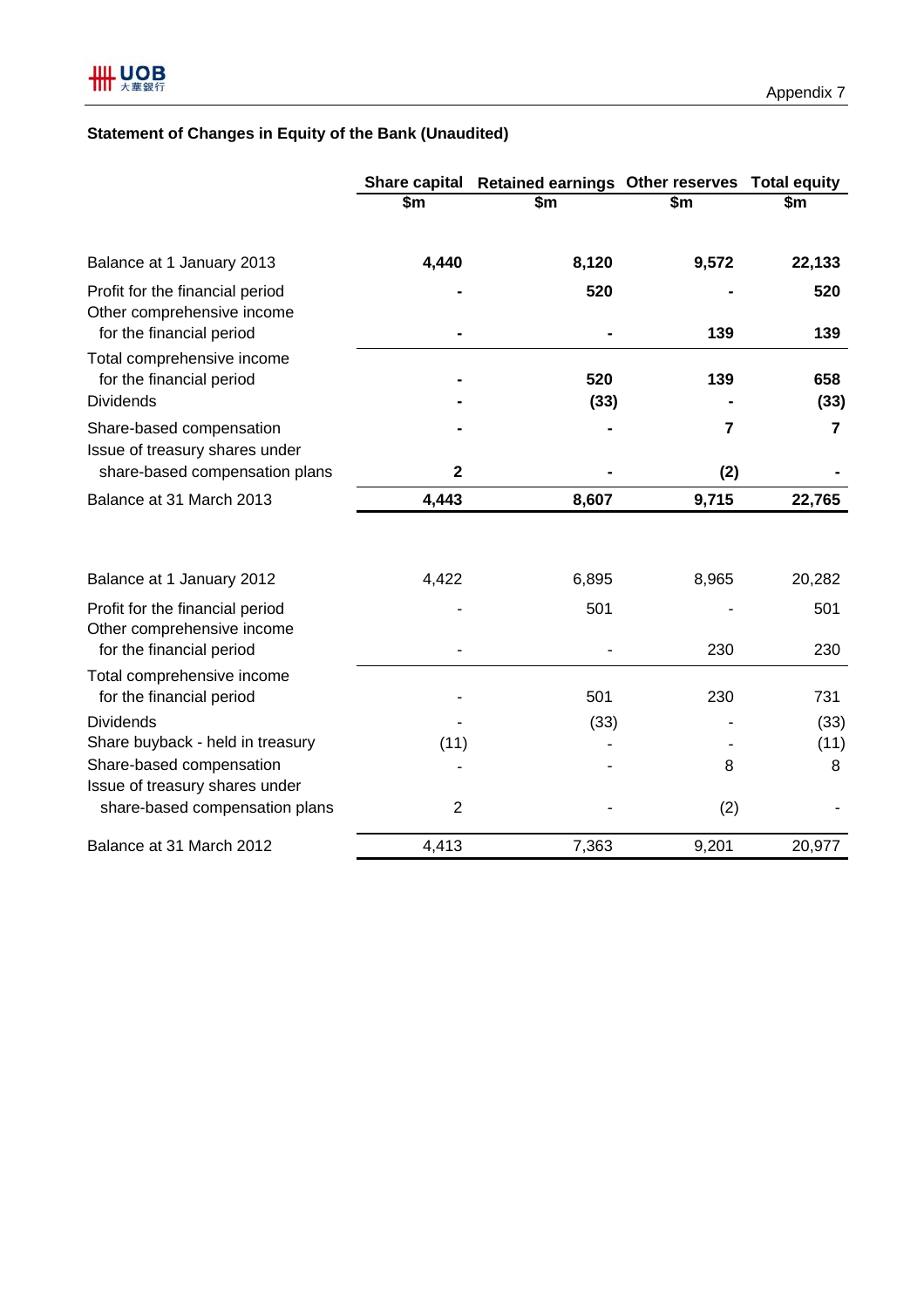Appendix 7

## Statement of Changes in Equity of the Bank (Unaudited)

| | Share capital | Retained earnings | Other reserves | Total equity |
|---|---|---|---|---|
| | $m | $m | $m | $m |
| **Balance at 1 January 2013** | **4,440** | **8,120** | **9,572** | **22,133** |
| Profit for the financial period | **-** | **520** | **-** | **520** |
| Other comprehensive income for the financial period | **-** | **-** | **139** | **139** |
| Total comprehensive income for the financial period | **-** | **520** | **139** | **658** |
| Dividends | **-** | **(33)** | **-** | **(33)** |
| Share-based compensation | **-** | **-** | **7** | **7** |
| Issue of treasury shares under share-based compensation plans | **2** | **-** | **(2)** | **-** |
| **Balance at 31 March 2013** | **4,443** | **8,607** | **9,715** | **22,765** |
| | | | | |
| Balance at 1 January 2012 | 4,422 | 6,895 | 8,965 | 20,282 |
| Profit for the financial period | - | 501 | - | 501 |
| Other comprehensive income for the financial period | - | - | 230 | 230 |
| Total comprehensive income for the financial period | - | 501 | 230 | 731 |
| Dividends | - | (33) | - | (33) |
| Share buyback - held in treasury | (11) | - | - | (11) |
| Share-based compensation | - | - | 8 | 8 |
| Issue of treasury shares under share-based compensation plans | 2 | - | (2) | - |
| Balance at 31 March 2012 | 4,413 | 7,363 | 9,201 | 20,977 |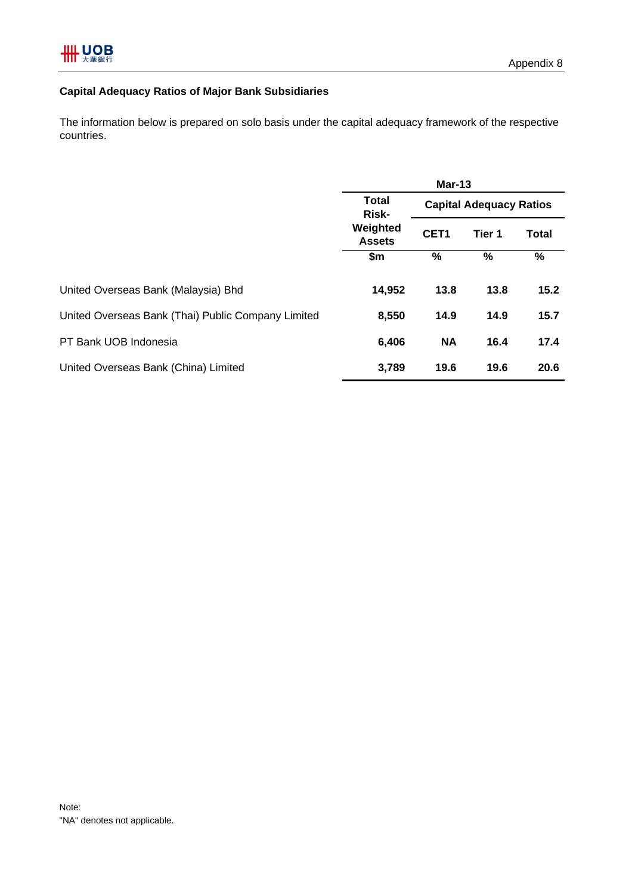Appendix 8

## Capital Adequacy Ratios of Major Bank Subsidiaries

The information below is prepared on solo basis under the capital adequacy framework of the respective countries.

| | Mar-13 | | | |
|---|---|---|---|---|
| | Total Risk-Weighted Assets | Capital Adequacy Ratios | | |
| | | CET1 | Tier 1 | Total |
| | $m | % | % | % |
| United Overseas Bank (Malaysia) Bhd | **14,952** | **13.8** | **13.8** | **15.2** |
| United Overseas Bank (Thai) Public Company Limited | **8,550** | **14.9** | **14.9** | **15.7** |
| PT Bank UOB Indonesia | **6,406** | **NA** | **16.4** | **17.4** |
| United Overseas Bank (China) Limited | **3,789** | **19.6** | **19.6** | **20.6** |

Note:
"NA" denotes not applicable.